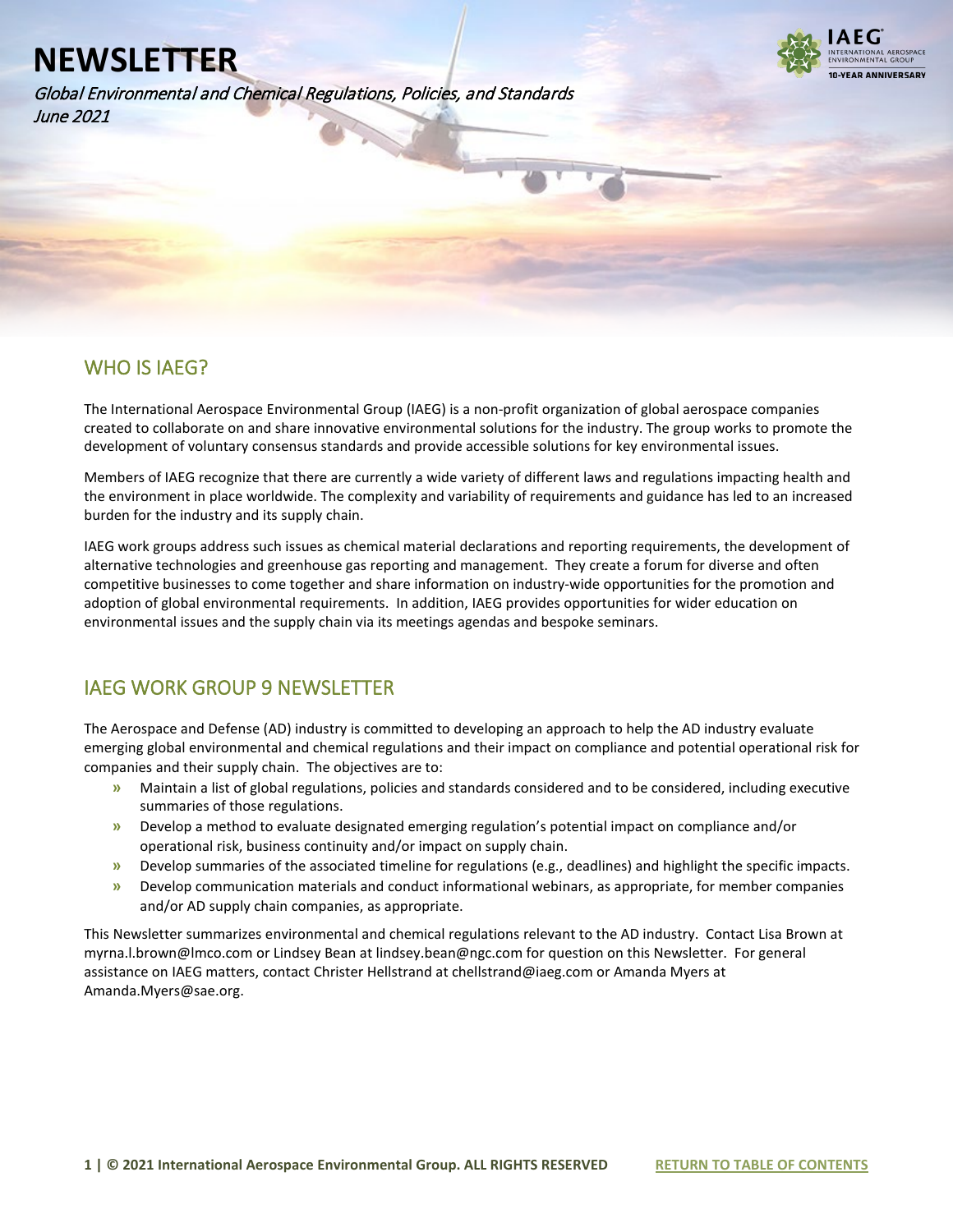# NEWSLETTER

*Global Environmental and Chemical Regulations, Policies, and Standards*
*June 2021*

## WHO IS IAEG?

The International Aerospace Environmental Group (IAEG) is a non-profit organization of global aerospace companies created to collaborate on and share innovative environmental solutions for the industry. The group works to promote the development of voluntary consensus standards and provide accessible solutions for key environmental issues.

Members of IAEG recognize that there are currently a wide variety of different laws and regulations impacting health and the environment in place worldwide. The complexity and variability of requirements and guidance has led to an increased burden for the industry and its supply chain.

IAEG work groups address such issues as chemical material declarations and reporting requirements, the development of alternative technologies and greenhouse gas reporting and management. They create a forum for diverse and often competitive businesses to come together and share information on industry-wide opportunities for the promotion and adoption of global environmental requirements. In addition, IAEG provides opportunities for wider education on environmental issues and the supply chain via its meetings agendas and bespoke seminars.

## IAEG WORK GROUP 9 NEWSLETTER

The Aerospace and Defense (AD) industry is committed to developing an approach to help the AD industry evaluate emerging global environmental and chemical regulations and their impact on compliance and potential operational risk for companies and their supply chain. The objectives are to:

- Maintain a list of global regulations, policies and standards considered and to be considered, including executive summaries of those regulations.
- Develop a method to evaluate designated emerging regulation's potential impact on compliance and/or operational risk, business continuity and/or impact on supply chain.
- Develop summaries of the associated timeline for regulations (e.g., deadlines) and highlight the specific impacts.
- Develop communication materials and conduct informational webinars, as appropriate, for member companies and/or AD supply chain companies, as appropriate.

This Newsletter summarizes environmental and chemical regulations relevant to the AD industry. Contact Lisa Brown at myrna.l.brown@lmco.com or Lindsey Bean at lindsey.bean@ngc.com for question on this Newsletter. For general assistance on IAEG matters, contact Christer Hellstrand at chellstrand@iaeg.com or Amanda Myers at Amanda.Myers@sae.org.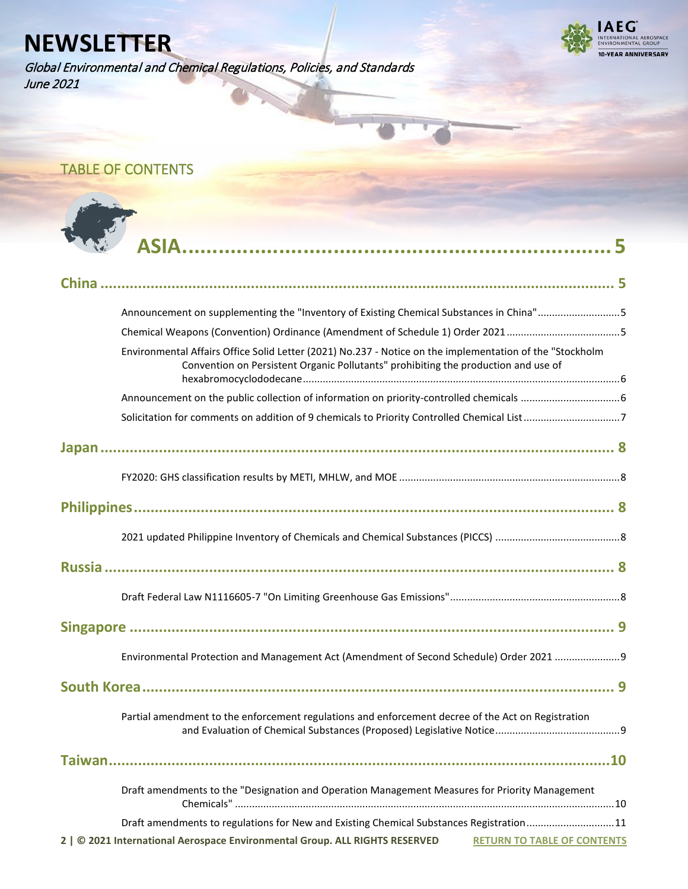# NEWSLETTER

*Global Environmental and Chemical Regulations, Policies, and Standards*
*June 2021*

## TABLE OF CONTENTS

# ASIA .......... 5

## China .......... 5

Announcement on supplementing the "Inventory of Existing Chemical Substances in China" .......... 5

Chemical Weapons (Convention) Ordinance (Amendment of Schedule 1) Order 2021 .......... 5

Environmental Affairs Office Solid Letter (2021) No.237 - Notice on the implementation of the "Stockholm Convention on Persistent Organic Pollutants" prohibiting the production and use of hexabromocyclododecane .......... 6

Announcement on the public collection of information on priority-controlled chemicals .......... 6

Solicitation for comments on addition of 9 chemicals to Priority Controlled Chemical List .......... 7

## Japan .......... 8

FY2020: GHS classification results by METI, MHLW, and MOE .......... 8

## Philippines .......... 8

2021 updated Philippine Inventory of Chemicals and Chemical Substances (PICCS) .......... 8

## Russia .......... 8

Draft Federal Law N1116605-7 "On Limiting Greenhouse Gas Emissions" .......... 8

## Singapore .......... 9

Environmental Protection and Management Act (Amendment of Second Schedule) Order 2021 .......... 9

## South Korea .......... 9

Partial amendment to the enforcement regulations and enforcement decree of the Act on Registration and Evaluation of Chemical Substances (Proposed) Legislative Notice .......... 9

## Taiwan .......... 10

Draft amendments to the "Designation and Operation Management Measures for Priority Management Chemicals" .......... 10

Draft amendments to regulations for New and Existing Chemical Substances Registration .......... 11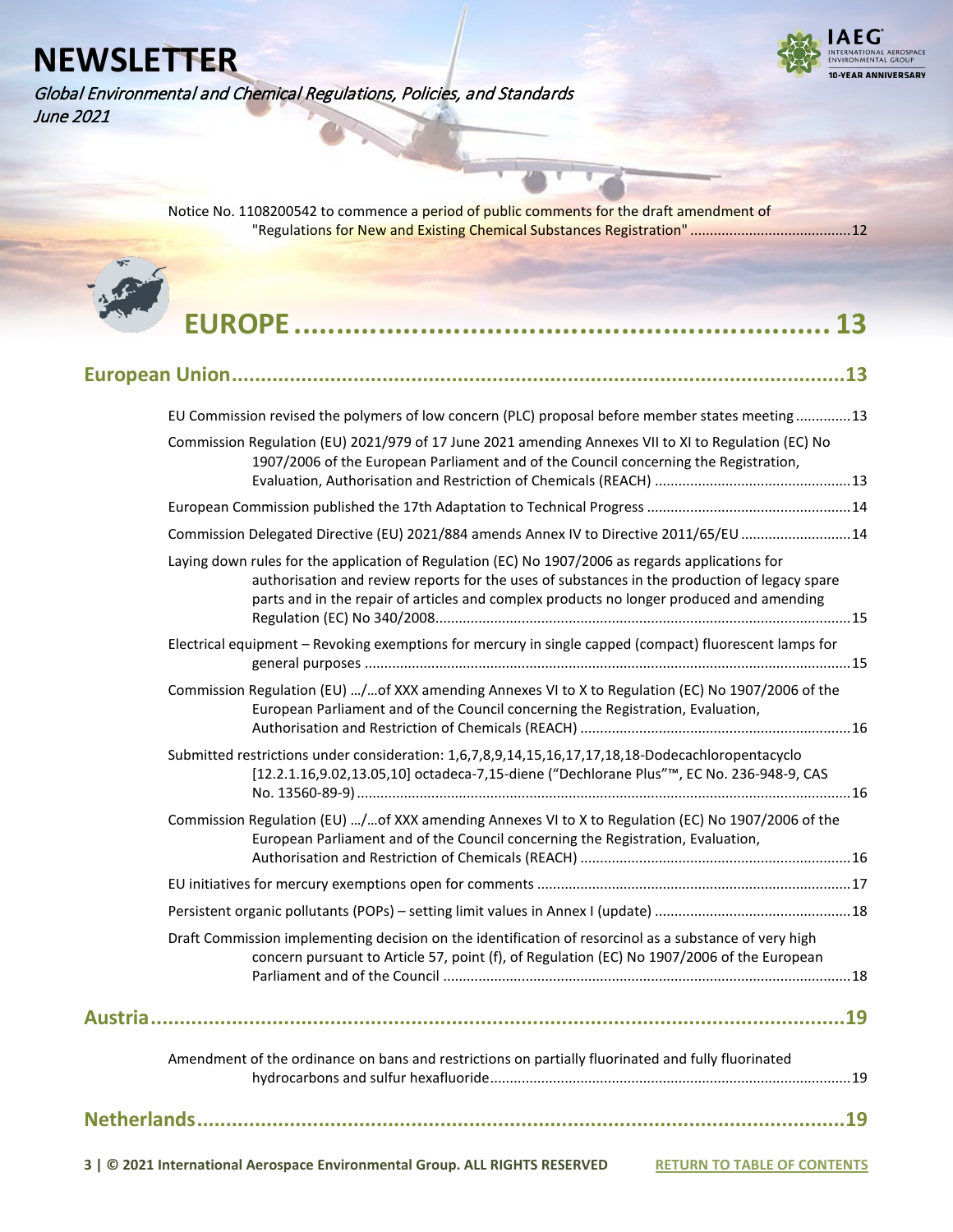Notice No. 1108200542 to commence a period of public comments for the draft amendment of "Regulations for New and Existing Chemical Substances Registration" ....................................... 12

# EUROPE ........................................................ 13

## European Union ........................................................................................ 13

EU Commission revised the polymers of low concern (PLC) proposal before member states meeting ............. 13

Commission Regulation (EU) 2021/979 of 17 June 2021 amending Annexes VII to XI to Regulation (EC) No 1907/2006 of the European Parliament and of the Council concerning the Registration, Evaluation, Authorisation and Restriction of Chemicals (REACH) ................................................ 13

European Commission published the 17th Adaptation to Technical Progress .................................................. 14

Commission Delegated Directive (EU) 2021/884 amends Annex IV to Directive 2011/65/EU ........................... 14

Laying down rules for the application of Regulation (EC) No 1907/2006 as regards applications for authorisation and review reports for the uses of substances in the production of legacy spare parts and in the repair of articles and complex products no longer produced and amending Regulation (EC) No 340/2008........................................................................................................ 15

Electrical equipment – Revoking exemptions for mercury in single capped (compact) fluorescent lamps for general purposes ......................................................................................................................... 15

Commission Regulation (EU) …/…of XXX amending Annexes VI to X to Regulation (EC) No 1907/2006 of the European Parliament and of the Council concerning the Registration, Evaluation, Authorisation and Restriction of Chemicals (REACH) ................................................................... 16

Submitted restrictions under consideration: 1,6,7,8,9,14,15,16,17,17,18,18-Dodecachloropentacyclo [12.2.1.16,9.02,13.05,10] octadeca-7,15-diene ("Dechlorane Plus"™, EC No. 236-948-9, CAS No. 13560-89-9) ............................................................................................................................ 16

Commission Regulation (EU) …/…of XXX amending Annexes VI to X to Regulation (EC) No 1907/2006 of the European Parliament and of the Council concerning the Registration, Evaluation, Authorisation and Restriction of Chemicals (REACH) ................................................................... 16

EU initiatives for mercury exemptions open for comments ............................................................................... 17

Persistent organic pollutants (POPs) – setting limit values in Annex I (update) ................................................. 18

Draft Commission implementing decision on the identification of resorcinol as a substance of very high concern pursuant to Article 57, point (f), of Regulation (EC) No 1907/2006 of the European Parliament and of the Council ...................................................................................................... 18

## Austria ........................................................................................................ 19

Amendment of the ordinance on bans and restrictions on partially fluorinated and fully fluorinated hydrocarbons and sulfur hexafluoride.......................................................................................... 19

## Netherlands ................................................................................................ 19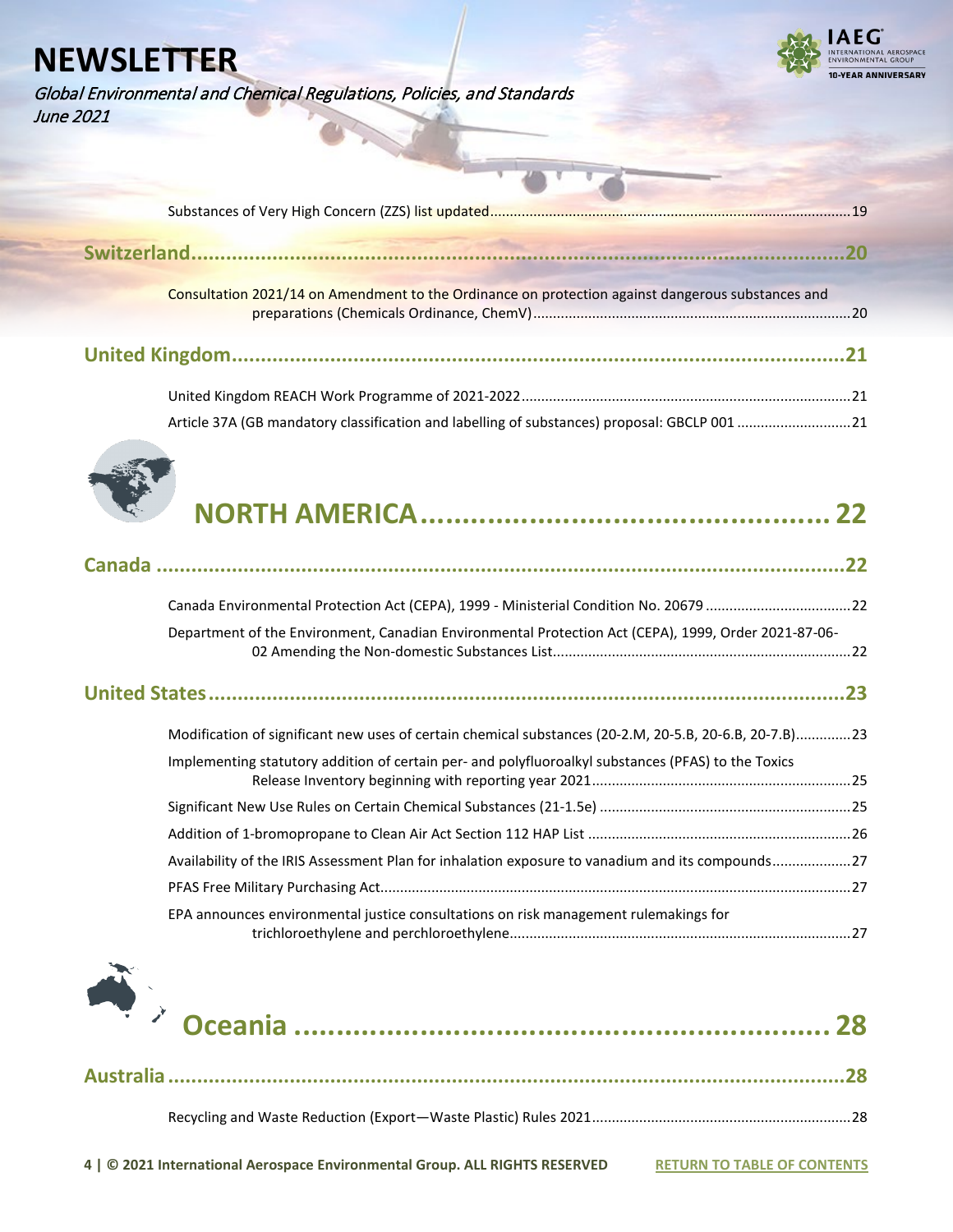Substances of Very High Concern (ZZS) list updated....19

## Switzerland....20

Consultation 2021/14 on Amendment to the Ordinance on protection against dangerous substances and preparations (Chemicals Ordinance, ChemV)....20

## United Kingdom....21

United Kingdom REACH Work Programme of 2021-2022....21

Article 37A (GB mandatory classification and labelling of substances) proposal: GBCLP 001....21

# NORTH AMERICA....22

## Canada....22

Canada Environmental Protection Act (CEPA), 1999 - Ministerial Condition No. 20679....22

Department of the Environment, Canadian Environmental Protection Act (CEPA), 1999, Order 2021-87-06-02 Amending the Non-domestic Substances List....22

## United States....23

Modification of significant new uses of certain chemical substances (20-2.M, 20-5.B, 20-6.B, 20-7.B)....23

Implementing statutory addition of certain per- and polyfluoroalkyl substances (PFAS) to the Toxics Release Inventory beginning with reporting year 2021....25

Significant New Use Rules on Certain Chemical Substances (21-1.5e)....25

Addition of 1-bromopropane to Clean Air Act Section 112 HAP List....26

Availability of the IRIS Assessment Plan for inhalation exposure to vanadium and its compounds....27

PFAS Free Military Purchasing Act....27

EPA announces environmental justice consultations on risk management rulemakings for trichloroethylene and perchloroethylene....27

# Oceania....28

## Australia....28

Recycling and Waste Reduction (Export—Waste Plastic) Rules 2021....28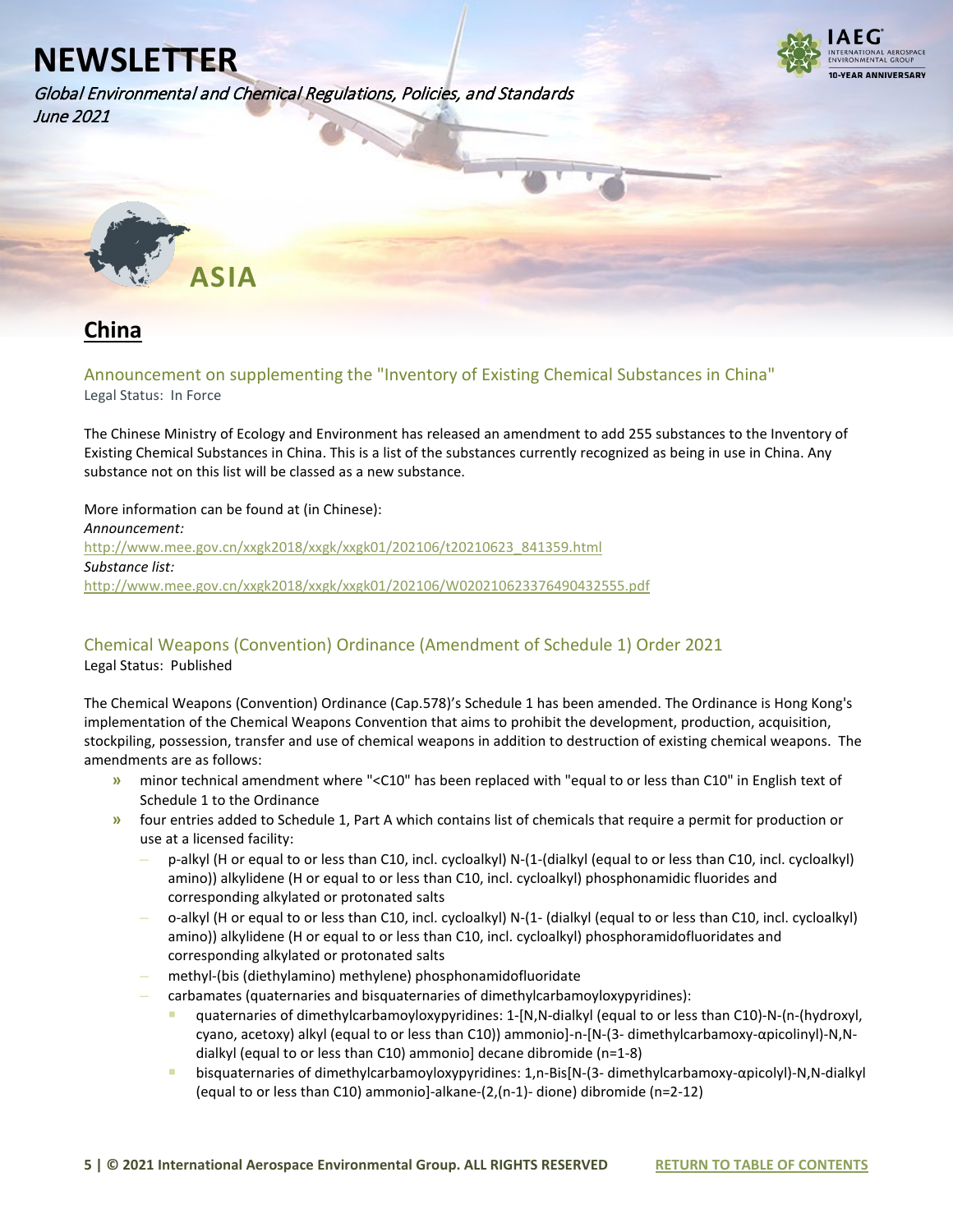# NEWSLETTER

*Global Environmental and Chemical Regulations, Policies, and Standards*
*June 2021*

## ASIA

### China

#### Announcement on supplementing the "Inventory of Existing Chemical Substances in China"

Legal Status: In Force

The Chinese Ministry of Ecology and Environment has released an amendment to add 255 substances to the Inventory of Existing Chemical Substances in China. This is a list of the substances currently recognized as being in use in China. Any substance not on this list will be classed as a new substance.

More information can be found at (in Chinese):
*Announcement:*
http://www.mee.gov.cn/xxgk2018/xxgk/xxgk01/202106/t20210623_841359.html
*Substance list:*
http://www.mee.gov.cn/xxgk2018/xxgk/xxgk01/202106/W020210623376490432555.pdf

#### Chemical Weapons (Convention) Ordinance (Amendment of Schedule 1) Order 2021

Legal Status: Published

The Chemical Weapons (Convention) Ordinance (Cap.578)'s Schedule 1 has been amended. The Ordinance is Hong Kong's implementation of the Chemical Weapons Convention that aims to prohibit the development, production, acquisition, stockpiling, possession, transfer and use of chemical weapons in addition to destruction of existing chemical weapons. The amendments are as follows:

- minor technical amendment where "<C10" has been replaced with "equal to or less than C10" in English text of Schedule 1 to the Ordinance
- four entries added to Schedule 1, Part A which contains list of chemicals that require a permit for production or use at a licensed facility:
  - p-alkyl (H or equal to or less than C10, incl. cycloalkyl) N-(1-(dialkyl (equal to or less than C10, incl. cycloalkyl) amino)) alkylidene (H or equal to or less than C10, incl. cycloalkyl) phosphonamidic fluorides and corresponding alkylated or protonated salts
  - o-alkyl (H or equal to or less than C10, incl. cycloalkyl) N-(1- (dialkyl (equal to or less than C10, incl. cycloalkyl) amino)) alkylidene (H or equal to or less than C10, incl. cycloalkyl) phosphoramidofluoridates and corresponding alkylated or protonated salts
  - methyl-(bis (diethylamino) methylene) phosphonamidofluoridate
  - carbamates (quaternaries and bisquaternaries of dimethylcarbamoyloxypyridines):
    - quaternaries of dimethylcarbamoyloxypyridines: 1-[N,N-dialkyl (equal to or less than C10)-N-(n-(hydroxyl, cyano, acetoxy) alkyl (equal to or less than C10)) ammonio]-n-[N-(3- dimethylcarbamoxy-αpicolinyl)-N,N-dialkyl (equal to or less than C10) ammonio] decane dibromide (n=1-8)
    - bisquaternaries of dimethylcarbamoyloxypyridines: 1,n-Bis[N-(3- dimethylcarbamoxy-αpicolyl)-N,N-dialkyl (equal to or less than C10) ammonio]-alkane-(2,(n-1)- dione) dibromide (n=2-12)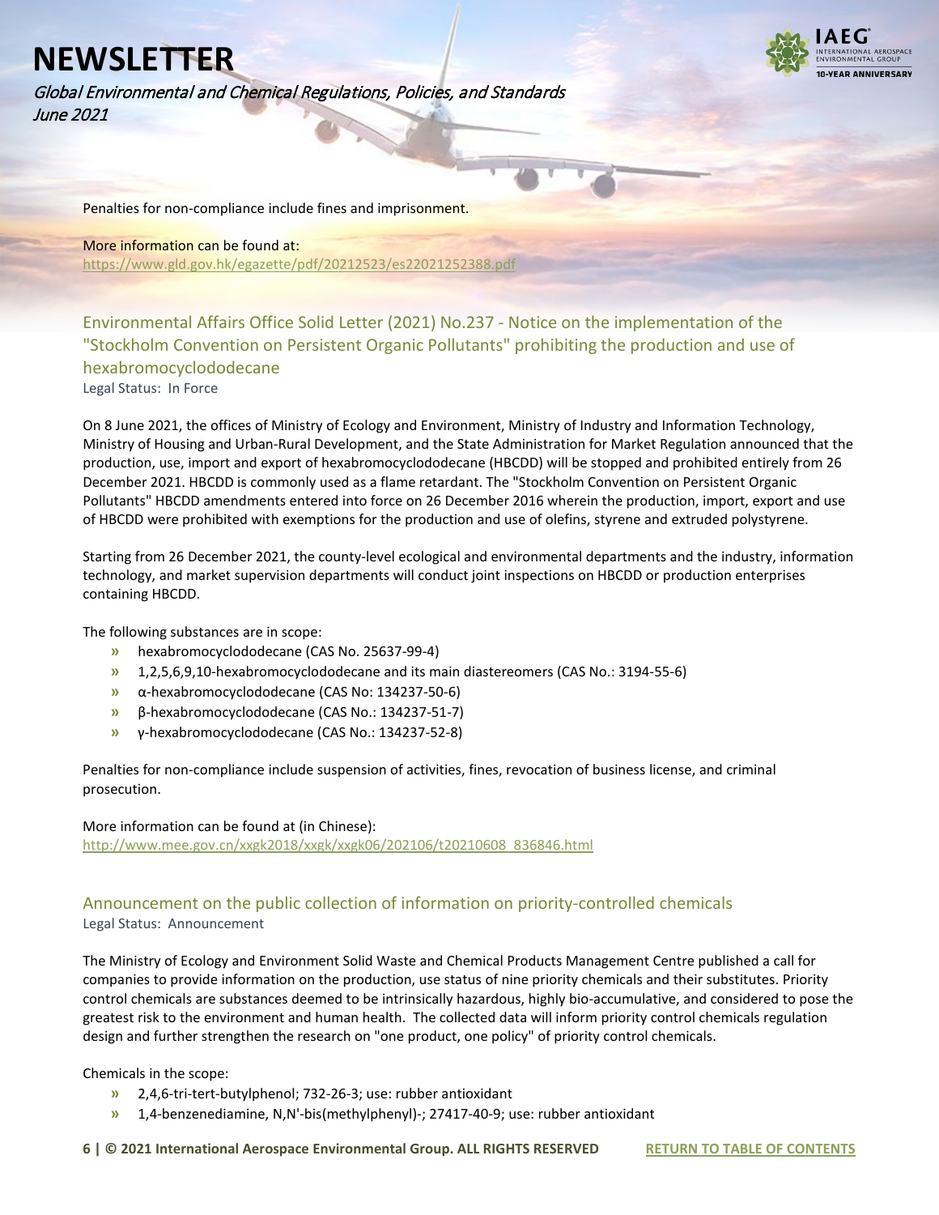Penalties for non-compliance include fines and imprisonment.

More information can be found at:
https://www.gld.gov.hk/egazette/pdf/20212523/es22021252388.pdf

### Environmental Affairs Office Solid Letter (2021) No.237 - Notice on the implementation of the "Stockholm Convention on Persistent Organic Pollutants" prohibiting the production and use of hexabromocyclododecane

Legal Status: In Force

On 8 June 2021, the offices of Ministry of Ecology and Environment, Ministry of Industry and Information Technology, Ministry of Housing and Urban-Rural Development, and the State Administration for Market Regulation announced that the production, use, import and export of hexabromocyclododecane (HBCDD) will be stopped and prohibited entirely from 26 December 2021. HBCDD is commonly used as a flame retardant. The "Stockholm Convention on Persistent Organic Pollutants" HBCDD amendments entered into force on 26 December 2016 wherein the production, import, export and use of HBCDD were prohibited with exemptions for the production and use of olefins, styrene and extruded polystyrene.

Starting from 26 December 2021, the county-level ecological and environmental departments and the industry, information technology, and market supervision departments will conduct joint inspections on HBCDD or production enterprises containing HBCDD.

The following substances are in scope:

- hexabromocyclododecane (CAS No. 25637-99-4)
- 1,2,5,6,9,10-hexabromocyclododecane and its main diastereomers (CAS No.: 3194-55-6)
- α-hexabromocyclododecane (CAS No: 134237-50-6)
- β-hexabromocyclododecane (CAS No.: 134237-51-7)
- γ-hexabromocyclododecane (CAS No.: 134237-52-8)

Penalties for non-compliance include suspension of activities, fines, revocation of business license, and criminal prosecution.

More information can be found at (in Chinese):
http://www.mee.gov.cn/xxgk2018/xxgk/xxgk06/202106/t20210608_836846.html

### Announcement on the public collection of information on priority-controlled chemicals

Legal Status: Announcement

The Ministry of Ecology and Environment Solid Waste and Chemical Products Management Centre published a call for companies to provide information on the production, use status of nine priority chemicals and their substitutes. Priority control chemicals are substances deemed to be intrinsically hazardous, highly bio-accumulative, and considered to pose the greatest risk to the environment and human health. The collected data will inform priority control chemicals regulation design and further strengthen the research on "one product, one policy" of priority control chemicals.

Chemicals in the scope:

- 2,4,6-tri-tert-butylphenol; 732-26-3; use: rubber antioxidant
- 1,4-benzenediamine, N,N'-bis(methylphenyl)-; 27417-40-9; use: rubber antioxidant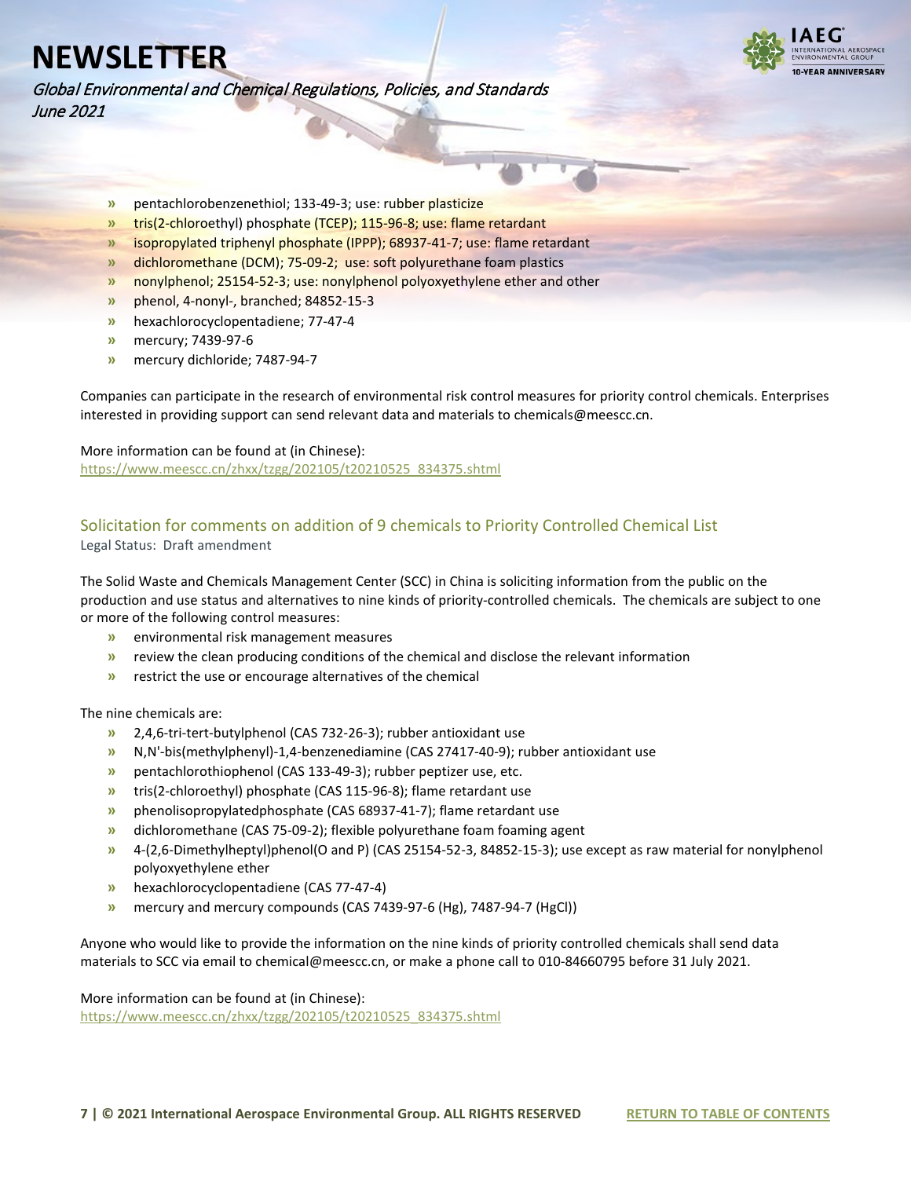- pentachlorobenzenethiol; 133-49-3; use: rubber plasticize
- tris(2-chloroethyl) phosphate (TCEP); 115-96-8; use: flame retardant
- isopropylated triphenyl phosphate (IPPP); 68937-41-7; use: flame retardant
- dichloromethane (DCM); 75-09-2;  use: soft polyurethane foam plastics
- nonylphenol; 25154-52-3; use: nonylphenol polyoxyethylene ether and other
- phenol, 4-nonyl-, branched; 84852-15-3
- hexachlorocyclopentadiene; 77-47-4
- mercury; 7439-97-6
- mercury dichloride; 7487-94-7

Companies can participate in the research of environmental risk control measures for priority control chemicals. Enterprises interested in providing support can send relevant data and materials to chemicals@meescc.cn.

More information can be found at (in Chinese):
https://www.meescc.cn/zhxx/tzgg/202105/t20210525_834375.shtml

## Solicitation for comments on addition of 9 chemicals to Priority Controlled Chemical List

Legal Status:  Draft amendment

The Solid Waste and Chemicals Management Center (SCC) in China is soliciting information from the public on the production and use status and alternatives to nine kinds of priority-controlled chemicals.  The chemicals are subject to one or more of the following control measures:

- environmental risk management measures
- review the clean producing conditions of the chemical and disclose the relevant information
- restrict the use or encourage alternatives of the chemical

The nine chemicals are:

- 2,4,6-tri-tert-butylphenol (CAS 732-26-3); rubber antioxidant use
- N,N'-bis(methylphenyl)-1,4-benzenediamine (CAS 27417-40-9); rubber antioxidant use
- pentachlorothiophenol (CAS 133-49-3); rubber peptizer use, etc.
- tris(2-chloroethyl) phosphate (CAS 115-96-8); flame retardant use
- phenolisopropylatedphosphate (CAS 68937-41-7); flame retardant use
- dichloromethane (CAS 75-09-2); flexible polyurethane foam foaming agent
- 4-(2,6-Dimethylheptyl)phenol(O and P) (CAS 25154-52-3, 84852-15-3); use except as raw material for nonylphenol polyoxyethylene ether
- hexachlorocyclopentadiene (CAS 77-47-4)
- mercury and mercury compounds (CAS 7439-97-6 (Hg), 7487-94-7 (HgCl))

Anyone who would like to provide the information on the nine kinds of priority controlled chemicals shall send data materials to SCC via email to chemical@meescc.cn, or make a phone call to 010-84660795 before 31 July 2021.

More information can be found at (in Chinese):
https://www.meescc.cn/zhxx/tzgg/202105/t20210525_834375.shtml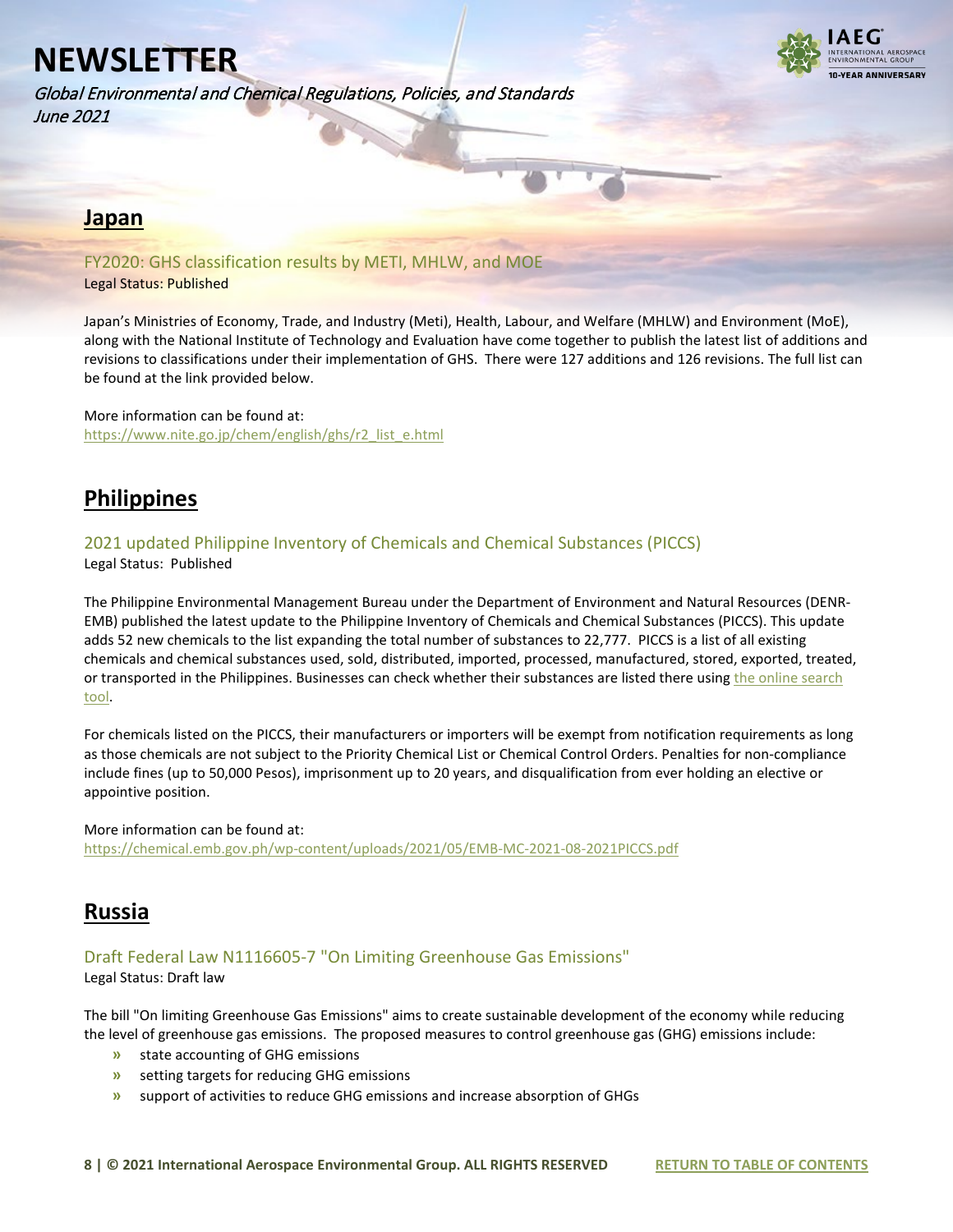## Japan

### FY2020: GHS classification results by METI, MHLW, and MOE

Legal Status: Published

Japan's Ministries of Economy, Trade, and Industry (Meti), Health, Labour, and Welfare (MHLW) and Environment (MoE), along with the National Institute of Technology and Evaluation have come together to publish the latest list of additions and revisions to classifications under their implementation of GHS. There were 127 additions and 126 revisions. The full list can be found at the link provided below.

More information can be found at:
https://www.nite.go.jp/chem/english/ghs/r2_list_e.html

## Philippines

### 2021 updated Philippine Inventory of Chemicals and Chemical Substances (PICCS)

Legal Status: Published

The Philippine Environmental Management Bureau under the Department of Environment and Natural Resources (DENR-EMB) published the latest update to the Philippine Inventory of Chemicals and Chemical Substances (PICCS). This update adds 52 new chemicals to the list expanding the total number of substances to 22,777. PICCS is a list of all existing chemicals and chemical substances used, sold, distributed, imported, processed, manufactured, stored, exported, treated, or transported in the Philippines. Businesses can check whether their substances are listed there using the online search tool.

For chemicals listed on the PICCS, their manufacturers or importers will be exempt from notification requirements as long as those chemicals are not subject to the Priority Chemical List or Chemical Control Orders. Penalties for non-compliance include fines (up to 50,000 Pesos), imprisonment up to 20 years, and disqualification from ever holding an elective or appointive position.

More information can be found at:
https://chemical.emb.gov.ph/wp-content/uploads/2021/05/EMB-MC-2021-08-2021PICCS.pdf

## Russia

### Draft Federal Law N1116605-7 "On Limiting Greenhouse Gas Emissions"

Legal Status: Draft law

The bill "On limiting Greenhouse Gas Emissions" aims to create sustainable development of the economy while reducing the level of greenhouse gas emissions. The proposed measures to control greenhouse gas (GHG) emissions include:

- state accounting of GHG emissions
- setting targets for reducing GHG emissions
- support of activities to reduce GHG emissions and increase absorption of GHGs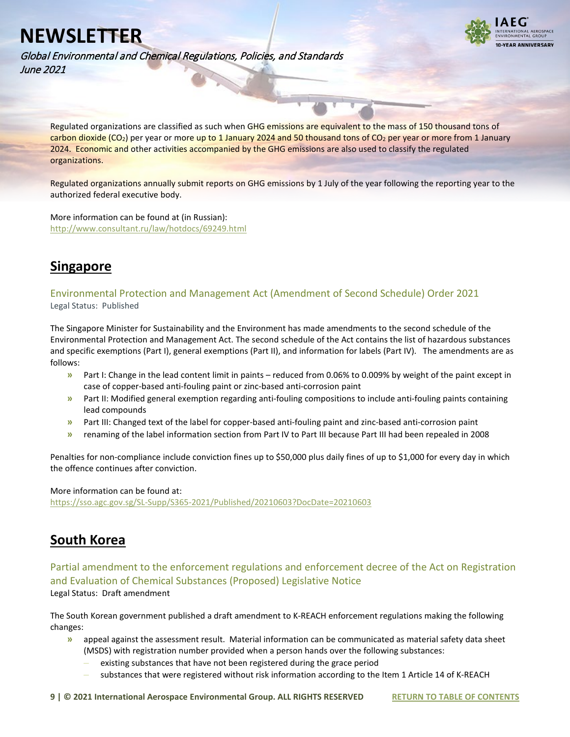Regulated organizations are classified as such when GHG emissions are equivalent to the mass of 150 thousand tons of carbon dioxide ($CO_2$) per year or more up to 1 January 2024 and 50 thousand tons of $CO_2$ per year or more from 1 January 2024. Economic and other activities accompanied by the GHG emissions are also used to classify the regulated organizations.

Regulated organizations annually submit reports on GHG emissions by 1 July of the year following the reporting year to the authorized federal executive body.

More information can be found at (in Russian):
http://www.consultant.ru/law/hotdocs/69249.html

## Singapore

### Environmental Protection and Management Act (Amendment of Second Schedule) Order 2021

Legal Status: Published

The Singapore Minister for Sustainability and the Environment has made amendments to the second schedule of the Environmental Protection and Management Act. The second schedule of the Act contains the list of hazardous substances and specific exemptions (Part I), general exemptions (Part II), and information for labels (Part IV). The amendments are as follows:

- Part I: Change in the lead content limit in paints – reduced from 0.06% to 0.009% by weight of the paint except in case of copper-based anti-fouling paint or zinc-based anti-corrosion paint
- Part II: Modified general exemption regarding anti-fouling compositions to include anti-fouling paints containing lead compounds
- Part III: Changed text of the label for copper-based anti-fouling paint and zinc-based anti-corrosion paint
- renaming of the label information section from Part IV to Part III because Part III had been repealed in 2008

Penalties for non-compliance include conviction fines up to $50,000 plus daily fines of up to $1,000 for every day in which the offence continues after conviction.

More information can be found at:
https://sso.agc.gov.sg/SL-Supp/S365-2021/Published/20210603?DocDate=20210603

## South Korea

### Partial amendment to the enforcement regulations and enforcement decree of the Act on Registration and Evaluation of Chemical Substances (Proposed) Legislative Notice

Legal Status: Draft amendment

The South Korean government published a draft amendment to K-REACH enforcement regulations making the following changes:

- appeal against the assessment result. Material information can be communicated as material safety data sheet (MSDS) with registration number provided when a person hands over the following substances:
  - existing substances that have not been registered during the grace period
  - substances that were registered without risk information according to the Item 1 Article 14 of K-REACH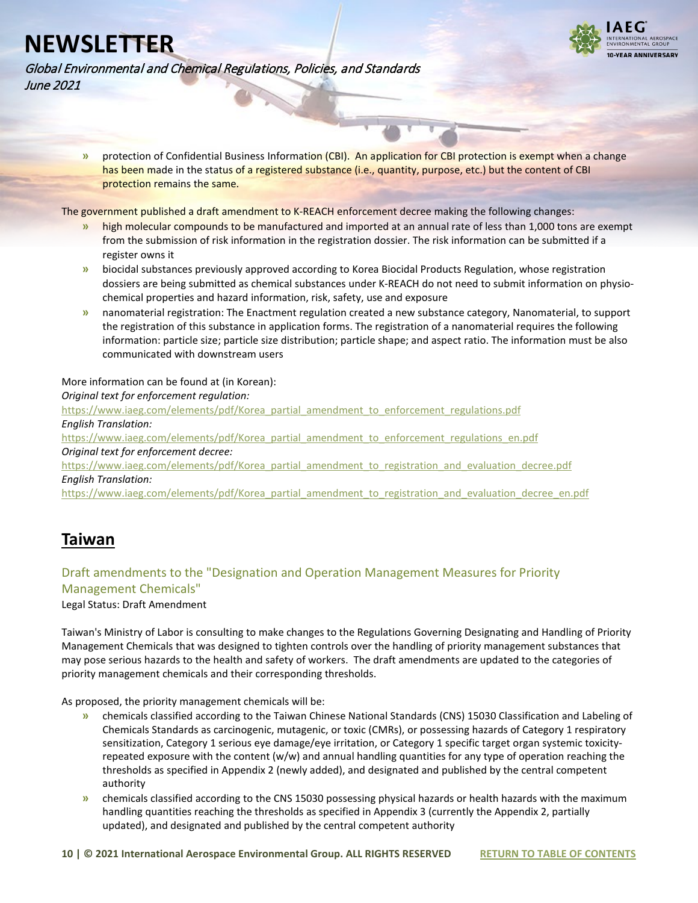- protection of Confidential Business Information (CBI). An application for CBI protection is exempt when a change has been made in the status of a registered substance (i.e., quantity, purpose, etc.) but the content of CBI protection remains the same.

The government published a draft amendment to K-REACH enforcement decree making the following changes:

- high molecular compounds to be manufactured and imported at an annual rate of less than 1,000 tons are exempt from the submission of risk information in the registration dossier. The risk information can be submitted if a register owns it
- biocidal substances previously approved according to Korea Biocidal Products Regulation, whose registration dossiers are being submitted as chemical substances under K-REACH do not need to submit information on physio-chemical properties and hazard information, risk, safety, use and exposure
- nanomaterial registration: The Enactment regulation created a new substance category, Nanomaterial, to support the registration of this substance in application forms. The registration of a nanomaterial requires the following information: particle size; particle size distribution; particle shape; and aspect ratio. The information must be also communicated with downstream users

More information can be found at (in Korean):
*Original text for enforcement regulation:*
https://www.iaeg.com/elements/pdf/Korea_partial_amendment_to_enforcement_regulations.pdf
*English Translation:*
https://www.iaeg.com/elements/pdf/Korea_partial_amendment_to_enforcement_regulations_en.pdf
*Original text for enforcement decree:*
https://www.iaeg.com/elements/pdf/Korea_partial_amendment_to_registration_and_evaluation_decree.pdf
*English Translation:*
https://www.iaeg.com/elements/pdf/Korea_partial_amendment_to_registration_and_evaluation_decree_en.pdf

## Taiwan

### Draft amendments to the "Designation and Operation Management Measures for Priority Management Chemicals"

Legal Status: Draft Amendment

Taiwan's Ministry of Labor is consulting to make changes to the Regulations Governing Designating and Handling of Priority Management Chemicals that was designed to tighten controls over the handling of priority management substances that may pose serious hazards to the health and safety of workers. The draft amendments are updated to the categories of priority management chemicals and their corresponding thresholds.

As proposed, the priority management chemicals will be:

- chemicals classified according to the Taiwan Chinese National Standards (CNS) 15030 Classification and Labeling of Chemicals Standards as carcinogenic, mutagenic, or toxic (CMRs), or possessing hazards of Category 1 respiratory sensitization, Category 1 serious eye damage/eye irritation, or Category 1 specific target organ systemic toxicity-repeated exposure with the content (w/w) and annual handling quantities for any type of operation reaching the thresholds as specified in Appendix 2 (newly added), and designated and published by the central competent authority
- chemicals classified according to the CNS 15030 possessing physical hazards or health hazards with the maximum handling quantities reaching the thresholds as specified in Appendix 3 (currently the Appendix 2, partially updated), and designated and published by the central competent authority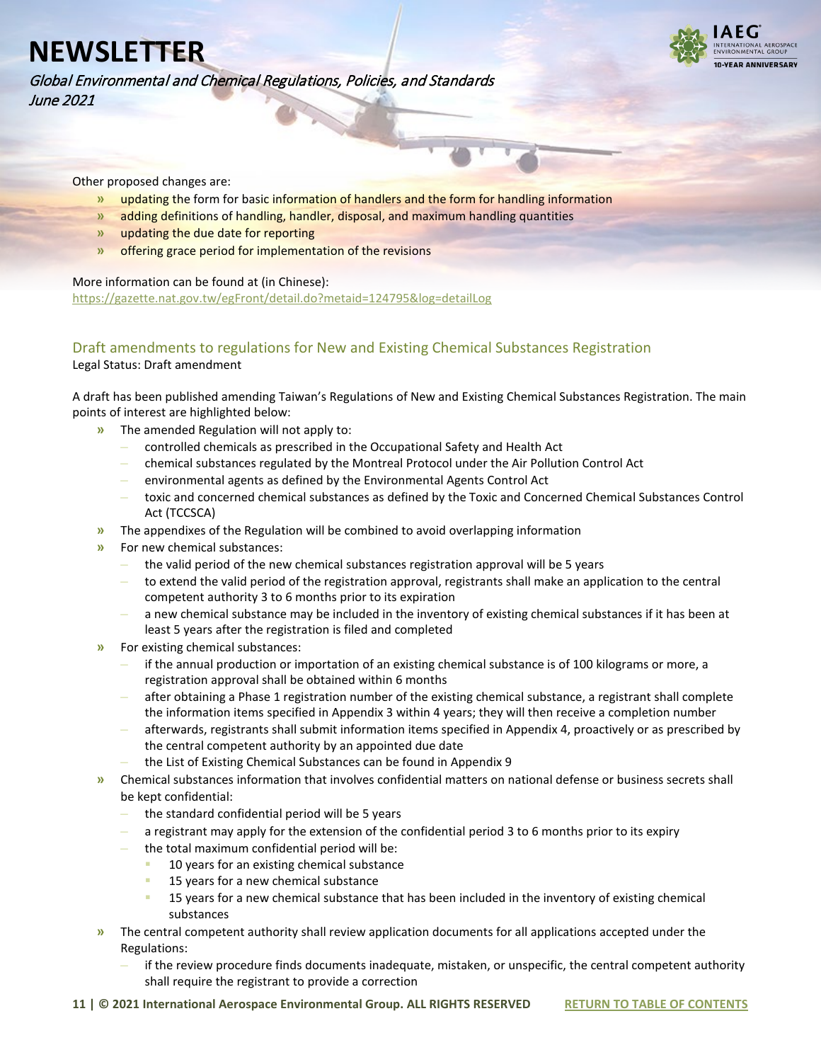Other proposed changes are:

- updating the form for basic information of handlers and the form for handling information
- adding definitions of handling, handler, disposal, and maximum handling quantities
- updating the due date for reporting
- offering grace period for implementation of the revisions

More information can be found at (in Chinese):
https://gazette.nat.gov.tw/egFront/detail.do?metaid=124795&log=detailLog

## Draft amendments to regulations for New and Existing Chemical Substances Registration

Legal Status: Draft amendment

A draft has been published amending Taiwan's Regulations of New and Existing Chemical Substances Registration. The main points of interest are highlighted below:

- The amended Regulation will not apply to:
  - controlled chemicals as prescribed in the Occupational Safety and Health Act
  - chemical substances regulated by the Montreal Protocol under the Air Pollution Control Act
  - environmental agents as defined by the Environmental Agents Control Act
  - toxic and concerned chemical substances as defined by the Toxic and Concerned Chemical Substances Control Act (TCCSCA)
- The appendixes of the Regulation will be combined to avoid overlapping information
- For new chemical substances:
  - the valid period of the new chemical substances registration approval will be 5 years
  - to extend the valid period of the registration approval, registrants shall make an application to the central competent authority 3 to 6 months prior to its expiration
  - a new chemical substance may be included in the inventory of existing chemical substances if it has been at least 5 years after the registration is filed and completed
- For existing chemical substances:
  - if the annual production or importation of an existing chemical substance is of 100 kilograms or more, a registration approval shall be obtained within 6 months
  - after obtaining a Phase 1 registration number of the existing chemical substance, a registrant shall complete the information items specified in Appendix 3 within 4 years; they will then receive a completion number
  - afterwards, registrants shall submit information items specified in Appendix 4, proactively or as prescribed by the central competent authority by an appointed due date
  - the List of Existing Chemical Substances can be found in Appendix 9
- Chemical substances information that involves confidential matters on national defense or business secrets shall be kept confidential:
  - the standard confidential period will be 5 years
  - a registrant may apply for the extension of the confidential period 3 to 6 months prior to its expiry
  - the total maximum confidential period will be:
    - 10 years for an existing chemical substance
    - 15 years for a new chemical substance
    - 15 years for a new chemical substance that has been included in the inventory of existing chemical substances
- The central competent authority shall review application documents for all applications accepted under the Regulations:
  - if the review procedure finds documents inadequate, mistaken, or unspecific, the central competent authority shall require the registrant to provide a correction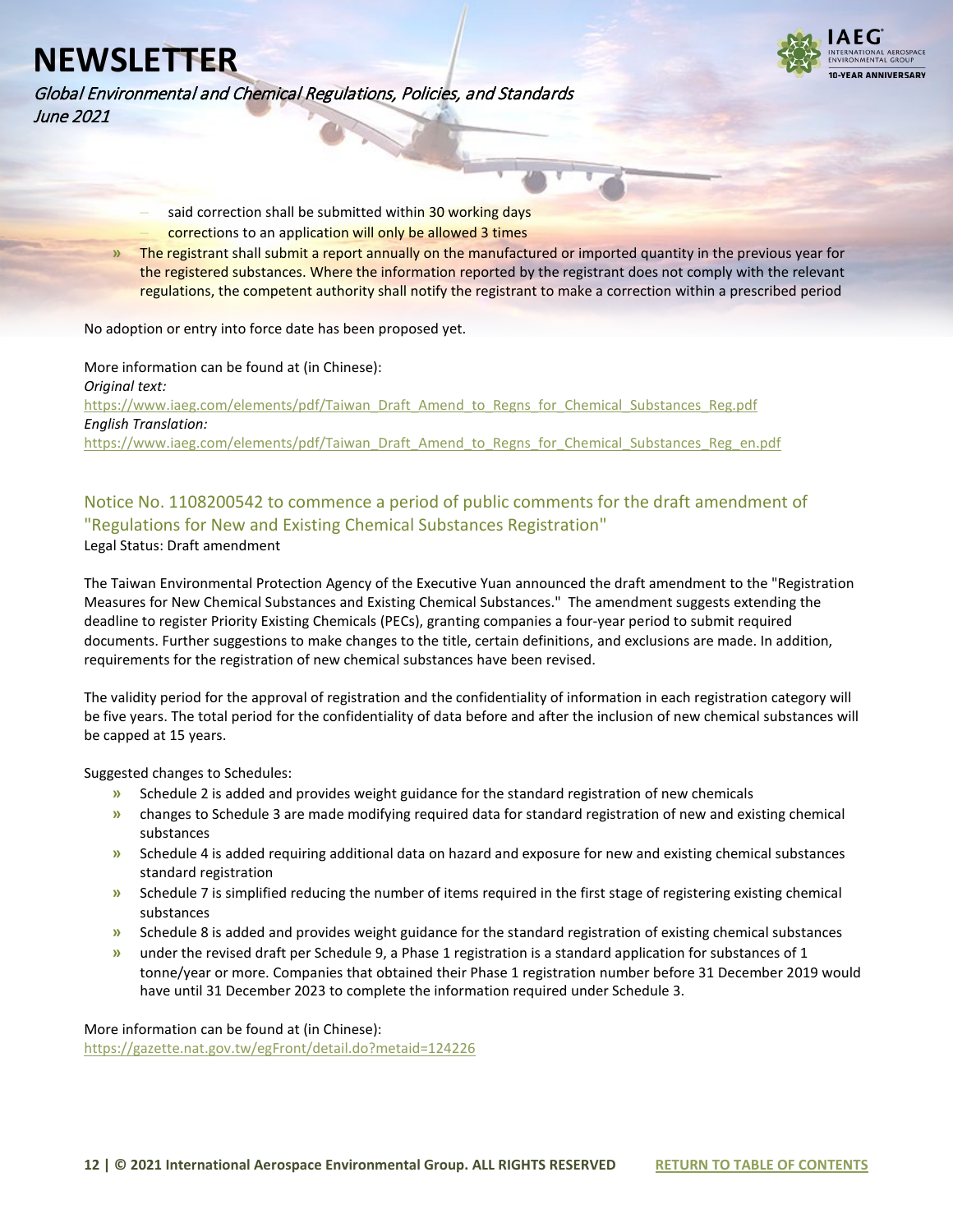- said correction shall be submitted within 30 working days
  - corrections to an application will only be allowed 3 times
- The registrant shall submit a report annually on the manufactured or imported quantity in the previous year for the registered substances. Where the information reported by the registrant does not comply with the relevant regulations, the competent authority shall notify the registrant to make a correction within a prescribed period

No adoption or entry into force date has been proposed yet.

More information can be found at (in Chinese):
*Original text:*
https://www.iaeg.com/elements/pdf/Taiwan_Draft_Amend_to_Regns_for_Chemical_Substances_Reg.pdf
*English Translation:*
https://www.iaeg.com/elements/pdf/Taiwan_Draft_Amend_to_Regns_for_Chemical_Substances_Reg_en.pdf

## Notice No. 1108200542 to commence a period of public comments for the draft amendment of "Regulations for New and Existing Chemical Substances Registration"

Legal Status: Draft amendment

The Taiwan Environmental Protection Agency of the Executive Yuan announced the draft amendment to the "Registration Measures for New Chemical Substances and Existing Chemical Substances." The amendment suggests extending the deadline to register Priority Existing Chemicals (PECs), granting companies a four-year period to submit required documents. Further suggestions to make changes to the title, certain definitions, and exclusions are made. In addition, requirements for the registration of new chemical substances have been revised.

The validity period for the approval of registration and the confidentiality of information in each registration category will be five years. The total period for the confidentiality of data before and after the inclusion of new chemical substances will be capped at 15 years.

Suggested changes to Schedules:

- Schedule 2 is added and provides weight guidance for the standard registration of new chemicals
- changes to Schedule 3 are made modifying required data for standard registration of new and existing chemical substances
- Schedule 4 is added requiring additional data on hazard and exposure for new and existing chemical substances standard registration
- Schedule 7 is simplified reducing the number of items required in the first stage of registering existing chemical substances
- Schedule 8 is added and provides weight guidance for the standard registration of existing chemical substances
- under the revised draft per Schedule 9, a Phase 1 registration is a standard application for substances of 1 tonne/year or more. Companies that obtained their Phase 1 registration number before 31 December 2019 would have until 31 December 2023 to complete the information required under Schedule 3.

More information can be found at (in Chinese):
https://gazette.nat.gov.tw/egFront/detail.do?metaid=124226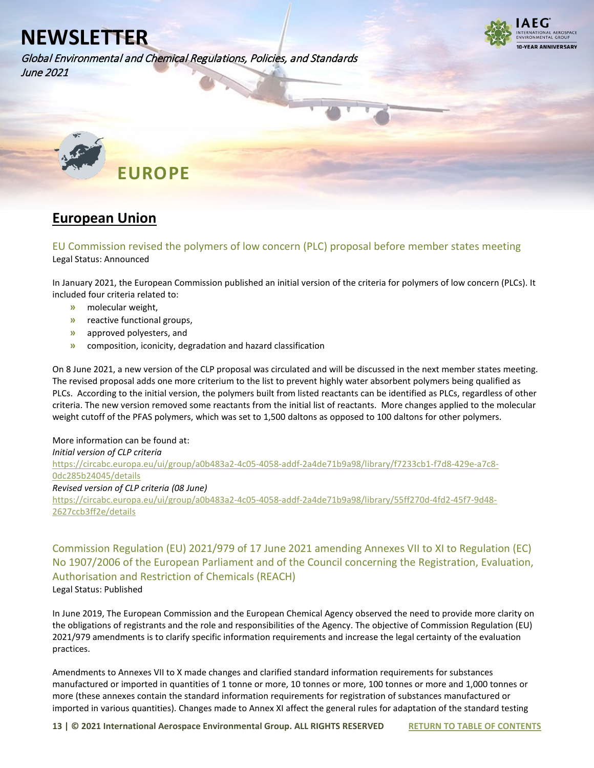# EUROPE

## European Union

### EU Commission revised the polymers of low concern (PLC) proposal before member states meeting

Legal Status: Announced

In January 2021, the European Commission published an initial version of the criteria for polymers of low concern (PLCs). It included four criteria related to:

- molecular weight,
- reactive functional groups,
- approved polyesters, and
- composition, iconicity, degradation and hazard classification

On 8 June 2021, a new version of the CLP proposal was circulated and will be discussed in the next member states meeting. The revised proposal adds one more criterium to the list to prevent highly water absorbent polymers being qualified as PLCs. According to the initial version, the polymers built from listed reactants can be identified as PLCs, regardless of other criteria. The new version removed some reactants from the initial list of reactants. More changes applied to the molecular weight cutoff of the PFAS polymers, which was set to 1,500 daltons as opposed to 100 daltons for other polymers.

More information can be found at:

*Initial version of CLP criteria*

https://circabc.europa.eu/ui/group/a0b483a2-4c05-4058-addf-2a4de71b9a98/library/f7233cb1-f7d8-429e-a7c8-0dc285b24045/details

*Revised version of CLP criteria (08 June)*

https://circabc.europa.eu/ui/group/a0b483a2-4c05-4058-addf-2a4de71b9a98/library/55ff270d-4fd2-45f7-9d48-2627ccb3ff2e/details

### Commission Regulation (EU) 2021/979 of 17 June 2021 amending Annexes VII to XI to Regulation (EC) No 1907/2006 of the European Parliament and of the Council concerning the Registration, Evaluation, Authorisation and Restriction of Chemicals (REACH)

Legal Status: Published

In June 2019, The European Commission and the European Chemical Agency observed the need to provide more clarity on the obligations of registrants and the role and responsibilities of the Agency. The objective of Commission Regulation (EU) 2021/979 amendments is to clarify specific information requirements and increase the legal certainty of the evaluation practices.

Amendments to Annexes VII to X made changes and clarified standard information requirements for substances manufactured or imported in quantities of 1 tonne or more, 10 tonnes or more, 100 tonnes or more and 1,000 tonnes or more (these annexes contain the standard information requirements for registration of substances manufactured or imported in various quantities). Changes made to Annex XI affect the general rules for adaptation of the standard testing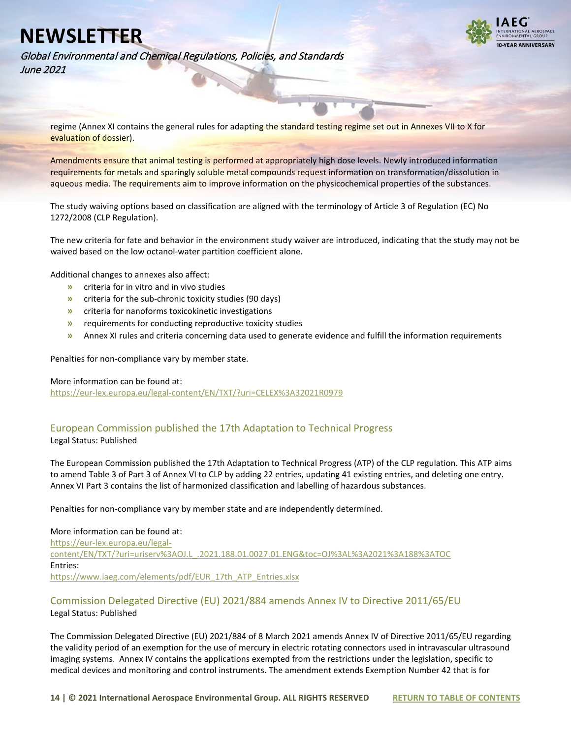regime (Annex XI contains the general rules for adapting the standard testing regime set out in Annexes VII to X for evaluation of dossier).

Amendments ensure that animal testing is performed at appropriately high dose levels. Newly introduced information requirements for metals and sparingly soluble metal compounds request information on transformation/dissolution in aqueous media. The requirements aim to improve information on the physicochemical properties of the substances.

The study waiving options based on classification are aligned with the terminology of Article 3 of Regulation (EC) No 1272/2008 (CLP Regulation).

The new criteria for fate and behavior in the environment study waiver are introduced, indicating that the study may not be waived based on the low octanol-water partition coefficient alone.

Additional changes to annexes also affect:

- criteria for in vitro and in vivo studies
- criteria for the sub-chronic toxicity studies (90 days)
- criteria for nanoforms toxicokinetic investigations
- requirements for conducting reproductive toxicity studies
- Annex XI rules and criteria concerning data used to generate evidence and fulfill the information requirements

Penalties for non-compliance vary by member state.

More information can be found at:
https://eur-lex.europa.eu/legal-content/EN/TXT/?uri=CELEX%3A32021R0979

## European Commission published the 17th Adaptation to Technical Progress

Legal Status: Published

The European Commission published the 17th Adaptation to Technical Progress (ATP) of the CLP regulation. This ATP aims to amend Table 3 of Part 3 of Annex VI to CLP by adding 22 entries, updating 41 existing entries, and deleting one entry. Annex VI Part 3 contains the list of harmonized classification and labelling of hazardous substances.

Penalties for non-compliance vary by member state and are independently determined.

More information can be found at:
https://eur-lex.europa.eu/legal-content/EN/TXT/?uri=uriserv%3AOJ.L_.2021.188.01.0027.01.ENG&toc=OJ%3AL%3A2021%3A188%3ATOC
Entries:
https://www.iaeg.com/elements/pdf/EUR_17th_ATP_Entries.xlsx

## Commission Delegated Directive (EU) 2021/884 amends Annex IV to Directive 2011/65/EU

Legal Status: Published

The Commission Delegated Directive (EU) 2021/884 of 8 March 2021 amends Annex IV of Directive 2011/65/EU regarding the validity period of an exemption for the use of mercury in electric rotating connectors used in intravascular ultrasound imaging systems. Annex IV contains the applications exempted from the restrictions under the legislation, specific to medical devices and monitoring and control instruments. The amendment extends Exemption Number 42 that is for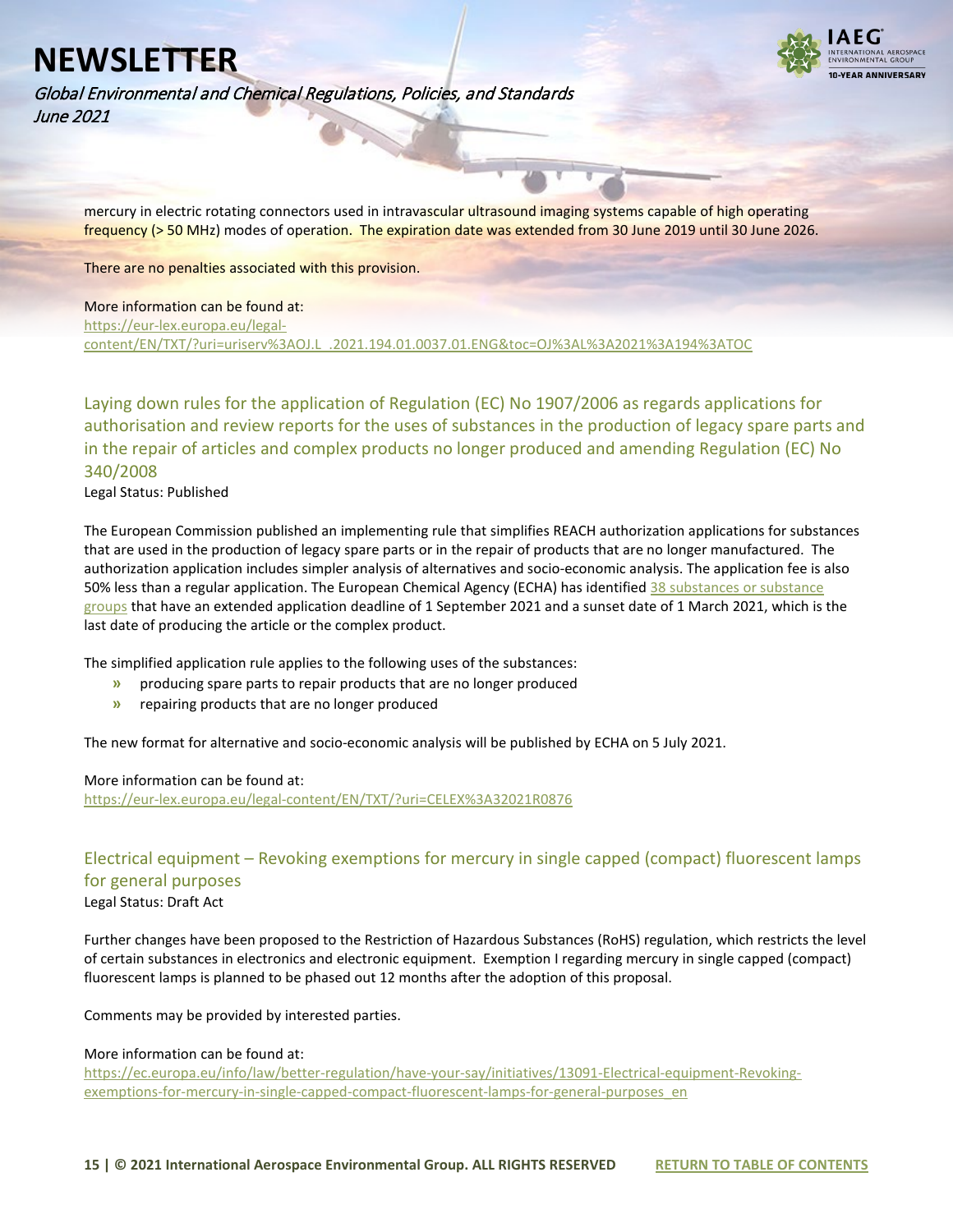mercury in electric rotating connectors used in intravascular ultrasound imaging systems capable of high operating frequency (> 50 MHz) modes of operation. The expiration date was extended from 30 June 2019 until 30 June 2026.

There are no penalties associated with this provision.

More information can be found at:
https://eur-lex.europa.eu/legal-content/EN/TXT/?uri=uriserv%3AOJ.L_.2021.194.01.0037.01.ENG&toc=OJ%3AL%3A2021%3A194%3ATOC

### Laying down rules for the application of Regulation (EC) No 1907/2006 as regards applications for authorisation and review reports for the uses of substances in the production of legacy spare parts and in the repair of articles and complex products no longer produced and amending Regulation (EC) No 340/2008

Legal Status: Published

The European Commission published an implementing rule that simplifies REACH authorization applications for substances that are used in the production of legacy spare parts or in the repair of products that are no longer manufactured. The authorization application includes simpler analysis of alternatives and socio-economic analysis. The application fee is also 50% less than a regular application. The European Chemical Agency (ECHA) has identified 38 substances or substance groups that have an extended application deadline of 1 September 2021 and a sunset date of 1 March 2021, which is the last date of producing the article or the complex product.

The simplified application rule applies to the following uses of the substances:

- producing spare parts to repair products that are no longer produced
- repairing products that are no longer produced

The new format for alternative and socio-economic analysis will be published by ECHA on 5 July 2021.

More information can be found at:
https://eur-lex.europa.eu/legal-content/EN/TXT/?uri=CELEX%3A32021R0876

### Electrical equipment – Revoking exemptions for mercury in single capped (compact) fluorescent lamps for general purposes

Legal Status: Draft Act

Further changes have been proposed to the Restriction of Hazardous Substances (RoHS) regulation, which restricts the level of certain substances in electronics and electronic equipment. Exemption I regarding mercury in single capped (compact) fluorescent lamps is planned to be phased out 12 months after the adoption of this proposal.

Comments may be provided by interested parties.

More information can be found at:
https://ec.europa.eu/info/law/better-regulation/have-your-say/initiatives/13091-Electrical-equipment-Revoking-exemptions-for-mercury-in-single-capped-compact-fluorescent-lamps-for-general-purposes_en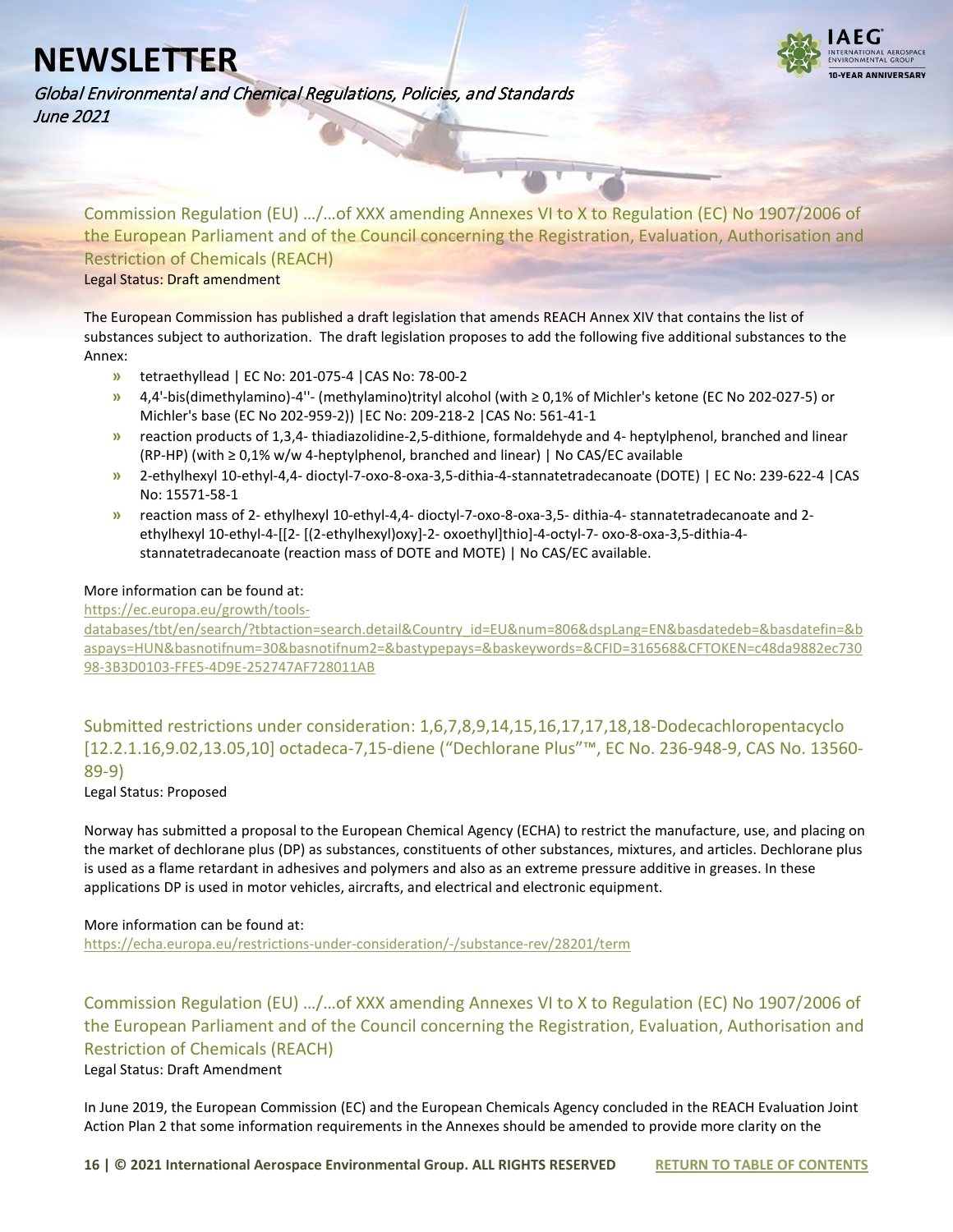### Commission Regulation (EU) …/…of XXX amending Annexes VI to X to Regulation (EC) No 1907/2006 of the European Parliament and of the Council concerning the Registration, Evaluation, Authorisation and Restriction of Chemicals (REACH)

Legal Status: Draft amendment

The European Commission has published a draft legislation that amends REACH Annex XIV that contains the list of substances subject to authorization. The draft legislation proposes to add the following five additional substances to the Annex:

- tetraethyllead | EC No: 201-075-4 |CAS No: 78-00-2
- 4,4'-bis(dimethylamino)-4''- (methylamino)trityl alcohol (with ≥ 0,1% of Michler's ketone (EC No 202-027-5) or Michler's base (EC No 202-959-2)) |EC No: 209-218-2 |CAS No: 561-41-1
- reaction products of 1,3,4- thiadiazolidine-2,5-dithione, formaldehyde and 4- heptylphenol, branched and linear (RP-HP) (with ≥ 0,1% w/w 4-heptylphenol, branched and linear) | No CAS/EC available
- 2-ethylhexyl 10-ethyl-4,4- dioctyl-7-oxo-8-oxa-3,5-dithia-4-stannatetradecanoate (DOTE) | EC No: 239-622-4 |CAS No: 15571-58-1
- reaction mass of 2- ethylhexyl 10-ethyl-4,4- dioctyl-7-oxo-8-oxa-3,5- dithia-4- stannatetradecanoate and 2-ethylhexyl 10-ethyl-4-[[2- [(2-ethylhexyl)oxy]-2- oxoethyl]thio]-4-octyl-7- oxo-8-oxa-3,5-dithia-4-stannatetradecanoate (reaction mass of DOTE and MOTE) | No CAS/EC available.

More information can be found at:
https://ec.europa.eu/growth/tools-databases/tbt/en/search/?tbtaction=search.detail&Country_id=EU&num=806&dspLang=EN&basdatedeb=&basdatefin=&baspays=HUN&basnotifnum=30&basnotifnum2=&bastypepays=&baskeywords=&CFID=316568&CFTOKEN=c48da9882ec73098-3B3D0103-FFE5-4D9E-252747AF728011AB

### Submitted restrictions under consideration: 1,6,7,8,9,14,15,16,17,17,18,18-Dodecachloropentacyclo [12.2.1.16,9.02,13.05,10] octadeca-7,15-diene ("Dechlorane Plus"™, EC No. 236-948-9, CAS No. 13560-89-9)

Legal Status: Proposed

Norway has submitted a proposal to the European Chemical Agency (ECHA) to restrict the manufacture, use, and placing on the market of dechlorane plus (DP) as substances, constituents of other substances, mixtures, and articles. Dechlorane plus is used as a flame retardant in adhesives and polymers and also as an extreme pressure additive in greases. In these applications DP is used in motor vehicles, aircrafts, and electrical and electronic equipment.

More information can be found at:
https://echa.europa.eu/restrictions-under-consideration/-/substance-rev/28201/term

### Commission Regulation (EU) …/…of XXX amending Annexes VI to X to Regulation (EC) No 1907/2006 of the European Parliament and of the Council concerning the Registration, Evaluation, Authorisation and Restriction of Chemicals (REACH)

Legal Status: Draft Amendment

In June 2019, the European Commission (EC) and the European Chemicals Agency concluded in the REACH Evaluation Joint Action Plan 2 that some information requirements in the Annexes should be amended to provide more clarity on the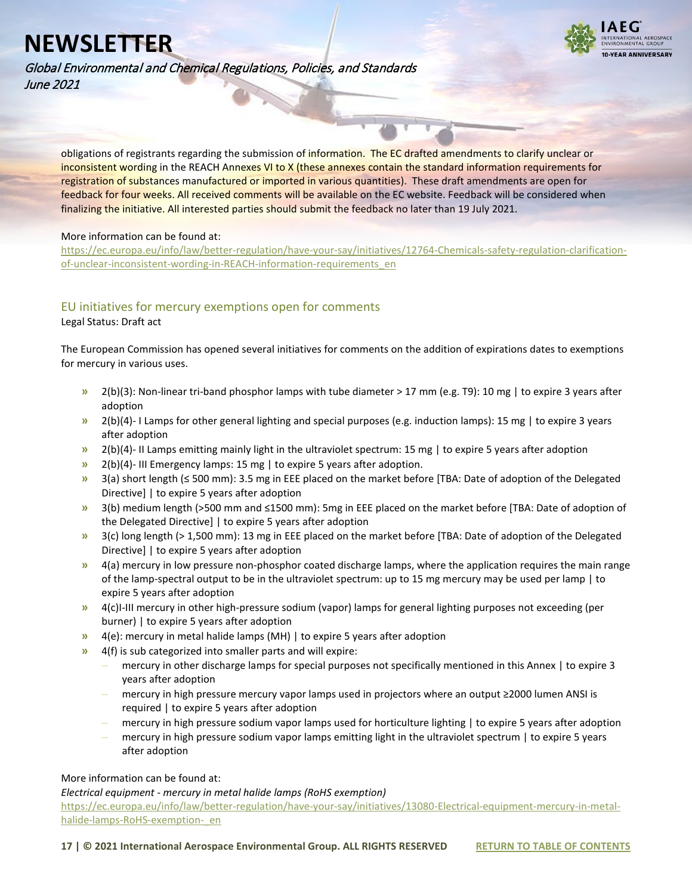obligations of registrants regarding the submission of information. The EC drafted amendments to clarify unclear or inconsistent wording in the REACH Annexes VI to X (these annexes contain the standard information requirements for registration of substances manufactured or imported in various quantities). These draft amendments are open for feedback for four weeks. All received comments will be available on the EC website. Feedback will be considered when finalizing the initiative. All interested parties should submit the feedback no later than 19 July 2021.

More information can be found at:
[https://ec.europa.eu/info/law/better-regulation/have-your-say/initiatives/12764-Chemicals-safety-regulation-clarification-of-unclear-inconsistent-wording-in-REACH-information-requirements_en](https://ec.europa.eu/info/law/better-regulation/have-your-say/initiatives/12764-Chemicals-safety-regulation-clarification-of-unclear-inconsistent-wording-in-REACH-information-requirements_en)

## EU initiatives for mercury exemptions open for comments

Legal Status: Draft act

The European Commission has opened several initiatives for comments on the addition of expirations dates to exemptions for mercury in various uses.

- 2(b)(3): Non-linear tri-band phosphor lamps with tube diameter > 17 mm (e.g. T9): 10 mg | to expire 3 years after adoption
- 2(b)(4)- I Lamps for other general lighting and special purposes (e.g. induction lamps): 15 mg | to expire 3 years after adoption
- 2(b)(4)- II Lamps emitting mainly light in the ultraviolet spectrum: 15 mg | to expire 5 years after adoption
- 2(b)(4)- III Emergency lamps: 15 mg | to expire 5 years after adoption.
- 3(a) short length (≤ 500 mm): 3.5 mg in EEE placed on the market before [TBA: Date of adoption of the Delegated Directive] | to expire 5 years after adoption
- 3(b) medium length (>500 mm and ≤1500 mm): 5mg in EEE placed on the market before [TBA: Date of adoption of the Delegated Directive] | to expire 5 years after adoption
- 3(c) long length (> 1,500 mm): 13 mg in EEE placed on the market before [TBA: Date of adoption of the Delegated Directive] | to expire 5 years after adoption
- 4(a) mercury in low pressure non-phosphor coated discharge lamps, where the application requires the main range of the lamp-spectral output to be in the ultraviolet spectrum: up to 15 mg mercury may be used per lamp | to expire 5 years after adoption
- 4(c)I-III mercury in other high-pressure sodium (vapor) lamps for general lighting purposes not exceeding (per burner) | to expire 5 years after adoption
- 4(e): mercury in metal halide lamps (MH) | to expire 5 years after adoption
- 4(f) is sub categorized into smaller parts and will expire:
  - mercury in other discharge lamps for special purposes not specifically mentioned in this Annex | to expire 3 years after adoption
  - mercury in high pressure mercury vapor lamps used in projectors where an output ≥2000 lumen ANSI is required | to expire 5 years after adoption
  - mercury in high pressure sodium vapor lamps used for horticulture lighting | to expire 5 years after adoption
  - mercury in high pressure sodium vapor lamps emitting light in the ultraviolet spectrum | to expire 5 years after adoption

More information can be found at:

*Electrical equipment - mercury in metal halide lamps (RoHS exemption)*

[https://ec.europa.eu/info/law/better-regulation/have-your-say/initiatives/13080-Electrical-equipment-mercury-in-metal-halide-lamps-RoHS-exemption-_en](https://ec.europa.eu/info/law/better-regulation/have-your-say/initiatives/13080-Electrical-equipment-mercury-in-metal-halide-lamps-RoHS-exemption-_en)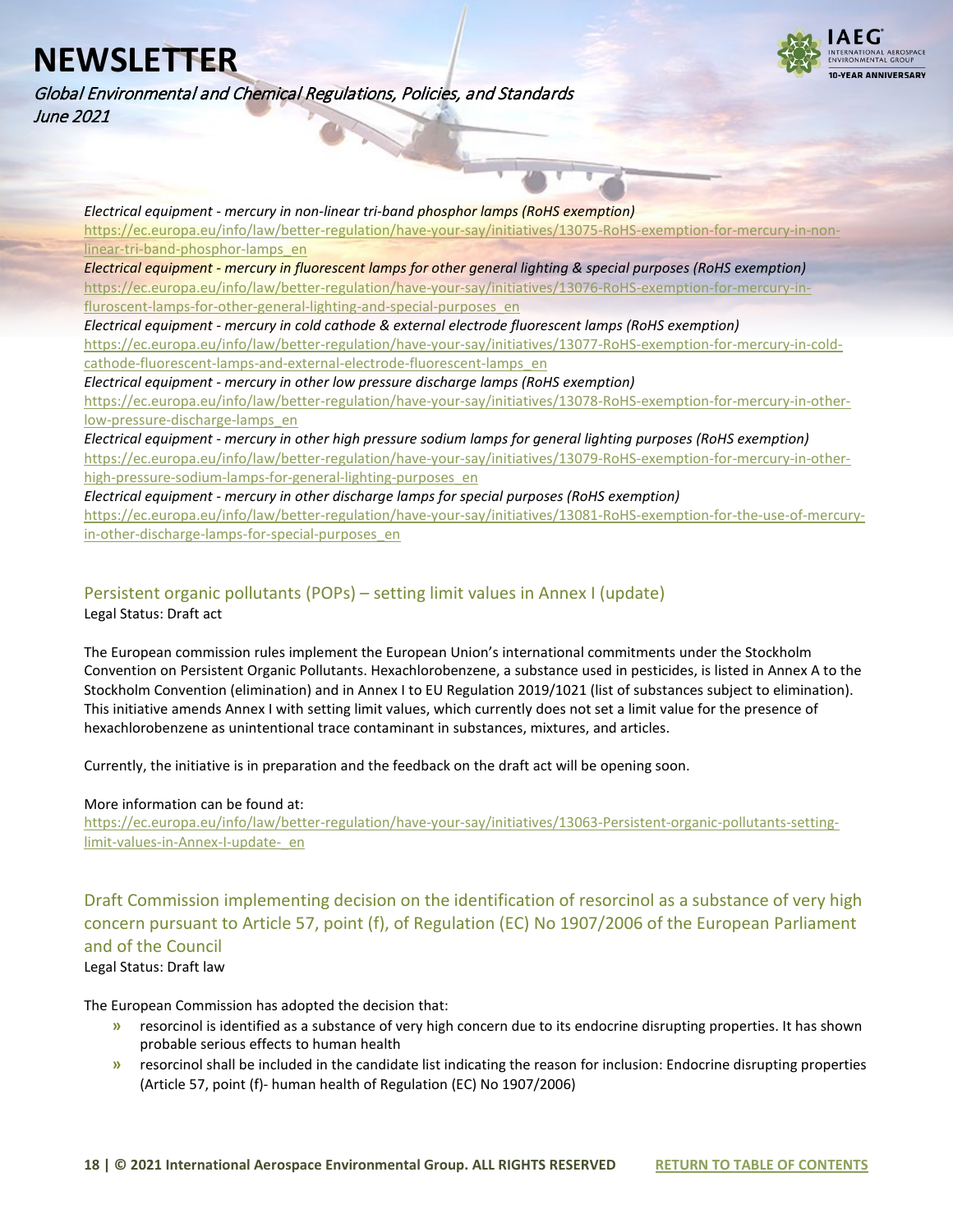*Electrical equipment - mercury in non-linear tri-band phosphor lamps (RoHS exemption)*
https://ec.europa.eu/info/law/better-regulation/have-your-say/initiatives/13075-RoHS-exemption-for-mercury-in-non-linear-tri-band-phosphor-lamps_en

*Electrical equipment - mercury in fluorescent lamps for other general lighting & special purposes (RoHS exemption)*
https://ec.europa.eu/info/law/better-regulation/have-your-say/initiatives/13076-RoHS-exemption-for-mercury-in-fluroscent-lamps-for-other-general-lighting-and-special-purposes_en

*Electrical equipment - mercury in cold cathode & external electrode fluorescent lamps (RoHS exemption)*
https://ec.europa.eu/info/law/better-regulation/have-your-say/initiatives/13077-RoHS-exemption-for-mercury-in-cold-cathode-fluorescent-lamps-and-external-electrode-fluorescent-lamps_en

*Electrical equipment - mercury in other low pressure discharge lamps (RoHS exemption)*
https://ec.europa.eu/info/law/better-regulation/have-your-say/initiatives/13078-RoHS-exemption-for-mercury-in-other-low-pressure-discharge-lamps_en

*Electrical equipment - mercury in other high pressure sodium lamps for general lighting purposes (RoHS exemption)*
https://ec.europa.eu/info/law/better-regulation/have-your-say/initiatives/13079-RoHS-exemption-for-mercury-in-other-high-pressure-sodium-lamps-for-general-lighting-purposes_en

*Electrical equipment - mercury in other discharge lamps for special purposes (RoHS exemption)*
https://ec.europa.eu/info/law/better-regulation/have-your-say/initiatives/13081-RoHS-exemption-for-the-use-of-mercury-in-other-discharge-lamps-for-special-purposes_en

## Persistent organic pollutants (POPs) – setting limit values in Annex I (update)

Legal Status: Draft act

The European commission rules implement the European Union's international commitments under the Stockholm Convention on Persistent Organic Pollutants. Hexachlorobenzene, a substance used in pesticides, is listed in Annex A to the Stockholm Convention (elimination) and in Annex I to EU Regulation 2019/1021 (list of substances subject to elimination). This initiative amends Annex I with setting limit values, which currently does not set a limit value for the presence of hexachlorobenzene as unintentional trace contaminant in substances, mixtures, and articles.

Currently, the initiative is in preparation and the feedback on the draft act will be opening soon.

More information can be found at:
https://ec.europa.eu/info/law/better-regulation/have-your-say/initiatives/13063-Persistent-organic-pollutants-setting-limit-values-in-Annex-I-update-_en

## Draft Commission implementing decision on the identification of resorcinol as a substance of very high concern pursuant to Article 57, point (f), of Regulation (EC) No 1907/2006 of the European Parliament and of the Council

Legal Status: Draft law

The European Commission has adopted the decision that:

- resorcinol is identified as a substance of very high concern due to its endocrine disrupting properties. It has shown probable serious effects to human health
- resorcinol shall be included in the candidate list indicating the reason for inclusion: Endocrine disrupting properties (Article 57, point (f)- human health of Regulation (EC) No 1907/2006)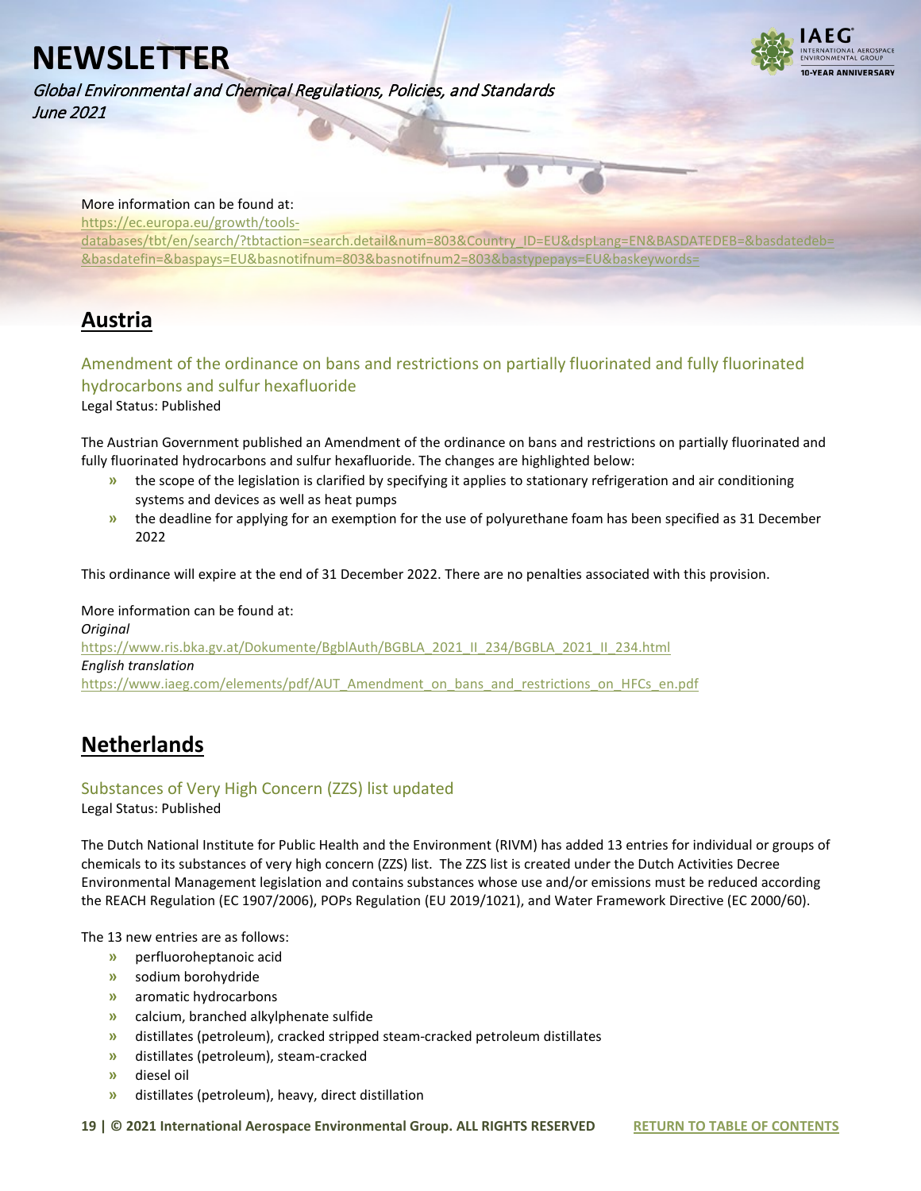More information can be found at:
https://ec.europa.eu/growth/tools-databases/tbt/en/search/?tbtaction=search.detail&num=803&Country_ID=EU&dspLang=EN&BASDATEDEB=&basdatedeb=&basdatefin=&baspays=EU&basnotifnum=803&basnotifnum2=803&bastypepays=EU&baskeywords=

## Austria

### Amendment of the ordinance on bans and restrictions on partially fluorinated and fully fluorinated hydrocarbons and sulfur hexafluoride

Legal Status: Published

The Austrian Government published an Amendment of the ordinance on bans and restrictions on partially fluorinated and fully fluorinated hydrocarbons and sulfur hexafluoride. The changes are highlighted below:

- the scope of the legislation is clarified by specifying it applies to stationary refrigeration and air conditioning systems and devices as well as heat pumps
- the deadline for applying for an exemption for the use of polyurethane foam has been specified as 31 December 2022

This ordinance will expire at the end of 31 December 2022. There are no penalties associated with this provision.

More information can be found at:
*Original*
https://www.ris.bka.gv.at/Dokumente/BgblAuth/BGBLA_2021_II_234/BGBLA_2021_II_234.html
*English translation*
https://www.iaeg.com/elements/pdf/AUT_Amendment_on_bans_and_restrictions_on_HFCs_en.pdf

## Netherlands

### Substances of Very High Concern (ZZS) list updated

Legal Status: Published

The Dutch National Institute for Public Health and the Environment (RIVM) has added 13 entries for individual or groups of chemicals to its substances of very high concern (ZZS) list. The ZZS list is created under the Dutch Activities Decree Environmental Management legislation and contains substances whose use and/or emissions must be reduced according the REACH Regulation (EC 1907/2006), POPs Regulation (EU 2019/1021), and Water Framework Directive (EC 2000/60).

The 13 new entries are as follows:

- perfluoroheptanoic acid
- sodium borohydride
- aromatic hydrocarbons
- calcium, branched alkylphenate sulfide
- distillates (petroleum), cracked stripped steam-cracked petroleum distillates
- distillates (petroleum), steam-cracked
- diesel oil
- distillates (petroleum), heavy, direct distillation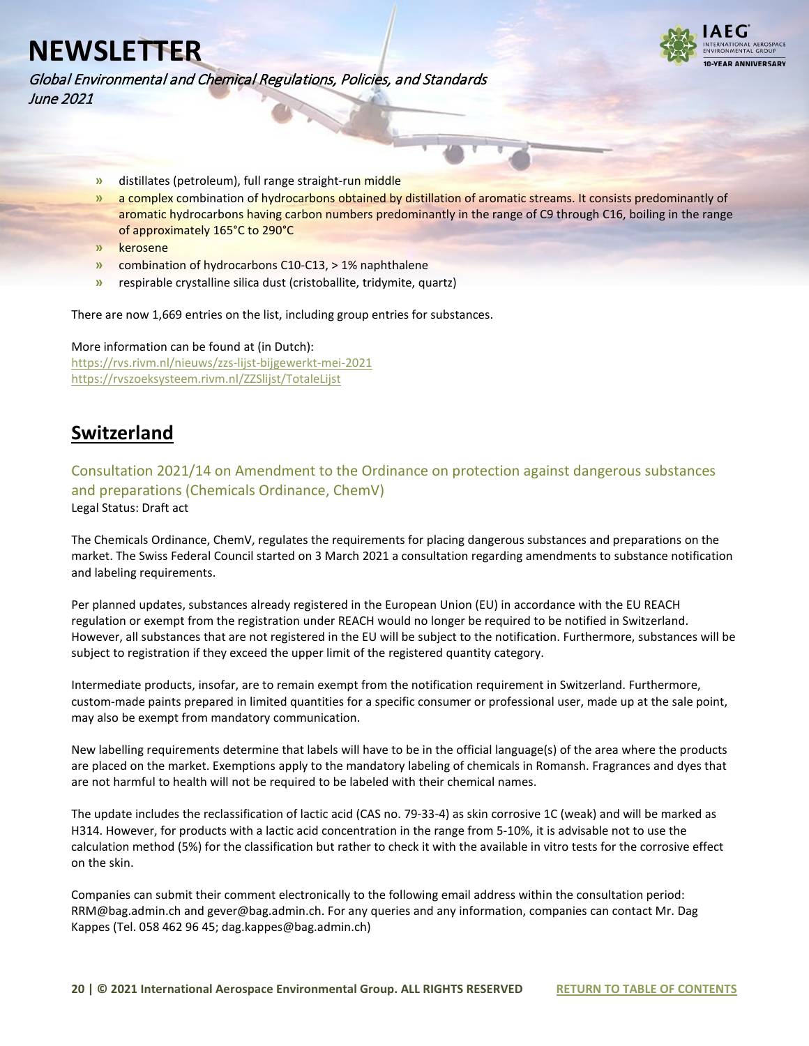- distillates (petroleum), full range straight-run middle
- a complex combination of hydrocarbons obtained by distillation of aromatic streams. It consists predominantly of aromatic hydrocarbons having carbon numbers predominantly in the range of C9 through C16, boiling in the range of approximately 165°C to 290°C
- kerosene
- combination of hydrocarbons C10-C13, > 1% naphthalene
- respirable crystalline silica dust (cristoballite, tridymite, quartz)

There are now 1,669 entries on the list, including group entries for substances.

More information can be found at (in Dutch):
https://rvs.rivm.nl/nieuws/zzs-lijst-bijgewerkt-mei-2021
https://rvszoeksysteem.rivm.nl/ZZSlijst/TotaleLijst

## Switzerland

### Consultation 2021/14 on Amendment to the Ordinance on protection against dangerous substances and preparations (Chemicals Ordinance, ChemV)

Legal Status: Draft act

The Chemicals Ordinance, ChemV, regulates the requirements for placing dangerous substances and preparations on the market. The Swiss Federal Council started on 3 March 2021 a consultation regarding amendments to substance notification and labeling requirements.

Per planned updates, substances already registered in the European Union (EU) in accordance with the EU REACH regulation or exempt from the registration under REACH would no longer be required to be notified in Switzerland. However, all substances that are not registered in the EU will be subject to the notification. Furthermore, substances will be subject to registration if they exceed the upper limit of the registered quantity category.

Intermediate products, insofar, are to remain exempt from the notification requirement in Switzerland. Furthermore, custom-made paints prepared in limited quantities for a specific consumer or professional user, made up at the sale point, may also be exempt from mandatory communication.

New labelling requirements determine that labels will have to be in the official language(s) of the area where the products are placed on the market. Exemptions apply to the mandatory labeling of chemicals in Romansh. Fragrances and dyes that are not harmful to health will not be required to be labeled with their chemical names.

The update includes the reclassification of lactic acid (CAS no. 79-33-4) as skin corrosive 1C (weak) and will be marked as H314. However, for products with a lactic acid concentration in the range from 5-10%, it is advisable not to use the calculation method (5%) for the classification but rather to check it with the available in vitro tests for the corrosive effect on the skin.

Companies can submit their comment electronically to the following email address within the consultation period: RRM@bag.admin.ch and gever@bag.admin.ch. For any queries and any information, companies can contact Mr. Dag Kappes (Tel. 058 462 96 45; dag.kappes@bag.admin.ch)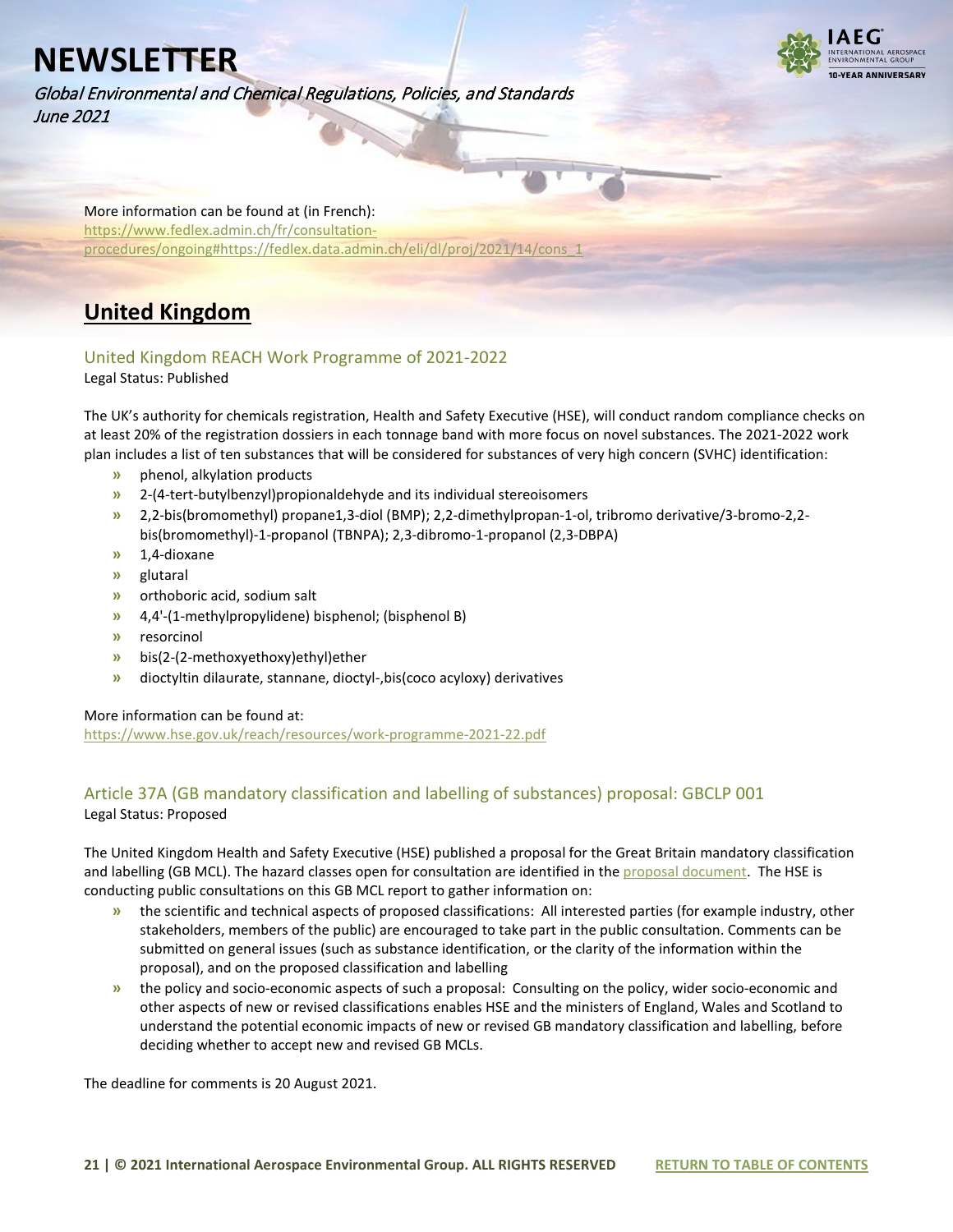More information can be found at (in French):
https://www.fedlex.admin.ch/fr/consultation-procedures/ongoing#https://fedlex.data.admin.ch/eli/dl/proj/2021/14/cons_1

## United Kingdom

### United Kingdom REACH Work Programme of 2021-2022

Legal Status: Published

The UK's authority for chemicals registration, Health and Safety Executive (HSE), will conduct random compliance checks on at least 20% of the registration dossiers in each tonnage band with more focus on novel substances. The 2021-2022 work plan includes a list of ten substances that will be considered for substances of very high concern (SVHC) identification:

- phenol, alkylation products
- 2-(4-tert-butylbenzyl)propionaldehyde and its individual stereoisomers
- 2,2-bis(bromomethyl) propane1,3-diol (BMP); 2,2-dimethylpropan-1-ol, tribromo derivative/3-bromo-2,2-bis(bromomethyl)-1-propanol (TBNPA); 2,3-dibromo-1-propanol (2,3-DBPA)
- 1,4-dioxane
- glutaral
- orthoboric acid, sodium salt
- 4,4'-(1-methylpropylidene) bisphenol; (bisphenol B)
- resorcinol
- bis(2-(2-methoxyethoxy)ethyl)ether
- dioctyltin dilaurate, stannane, dioctyl-,bis(coco acyloxy) derivatives

More information can be found at:
https://www.hse.gov.uk/reach/resources/work-programme-2021-22.pdf

### Article 37A (GB mandatory classification and labelling of substances) proposal: GBCLP 001

Legal Status: Proposed

The United Kingdom Health and Safety Executive (HSE) published a proposal for the Great Britain mandatory classification and labelling (GB MCL). The hazard classes open for consultation are identified in the proposal document. The HSE is conducting public consultations on this GB MCL report to gather information on:

- the scientific and technical aspects of proposed classifications: All interested parties (for example industry, other stakeholders, members of the public) are encouraged to take part in the public consultation. Comments can be submitted on general issues (such as substance identification, or the clarity of the information within the proposal), and on the proposed classification and labelling
- the policy and socio-economic aspects of such a proposal: Consulting on the policy, wider socio-economic and other aspects of new or revised classifications enables HSE and the ministers of England, Wales and Scotland to understand the potential economic impacts of new or revised GB mandatory classification and labelling, before deciding whether to accept new and revised GB MCLs.

The deadline for comments is 20 August 2021.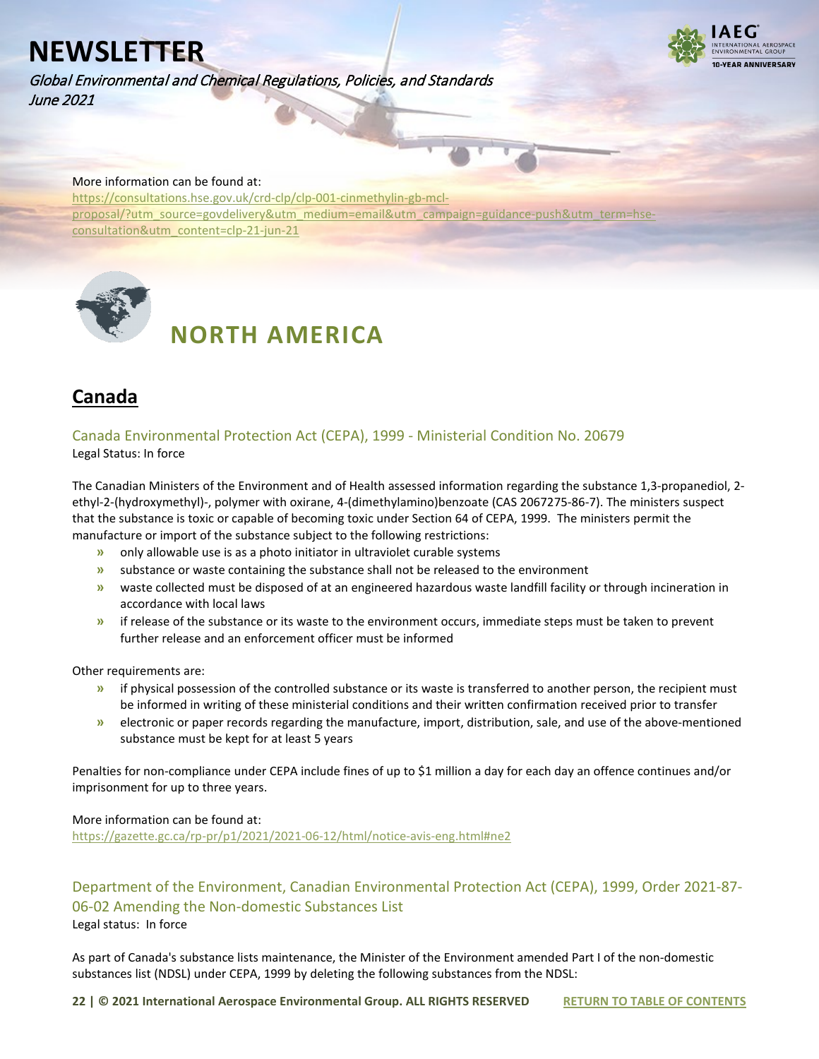More information can be found at:
https://consultations.hse.gov.uk/crd-clp/clp-001-cinmethylin-gb-mcl-proposal/?utm_source=govdelivery&utm_medium=email&utm_campaign=guidance-push&utm_term=hse-consultation&utm_content=clp-21-jun-21

# NORTH AMERICA

## Canada

### Canada Environmental Protection Act (CEPA), 1999 - Ministerial Condition No. 20679

Legal Status: In force

The Canadian Ministers of the Environment and of Health assessed information regarding the substance 1,3-propanediol, 2-ethyl-2-(hydroxymethyl)-, polymer with oxirane, 4-(dimethylamino)benzoate (CAS 2067275-86-7). The ministers suspect that the substance is toxic or capable of becoming toxic under Section 64 of CEPA, 1999. The ministers permit the manufacture or import of the substance subject to the following restrictions:

- only allowable use is as a photo initiator in ultraviolet curable systems
- substance or waste containing the substance shall not be released to the environment
- waste collected must be disposed of at an engineered hazardous waste landfill facility or through incineration in accordance with local laws
- if release of the substance or its waste to the environment occurs, immediate steps must be taken to prevent further release and an enforcement officer must be informed

Other requirements are:

- if physical possession of the controlled substance or its waste is transferred to another person, the recipient must be informed in writing of these ministerial conditions and their written confirmation received prior to transfer
- electronic or paper records regarding the manufacture, import, distribution, sale, and use of the above-mentioned substance must be kept for at least 5 years

Penalties for non-compliance under CEPA include fines of up to $1 million a day for each day an offence continues and/or imprisonment for up to three years.

More information can be found at:
https://gazette.gc.ca/rp-pr/p1/2021/2021-06-12/html/notice-avis-eng.html#ne2

### Department of the Environment, Canadian Environmental Protection Act (CEPA), 1999, Order 2021-87-06-02 Amending the Non-domestic Substances List

Legal status: In force

As part of Canada's substance lists maintenance, the Minister of the Environment amended Part I of the non-domestic substances list (NDSL) under CEPA, 1999 by deleting the following substances from the NDSL: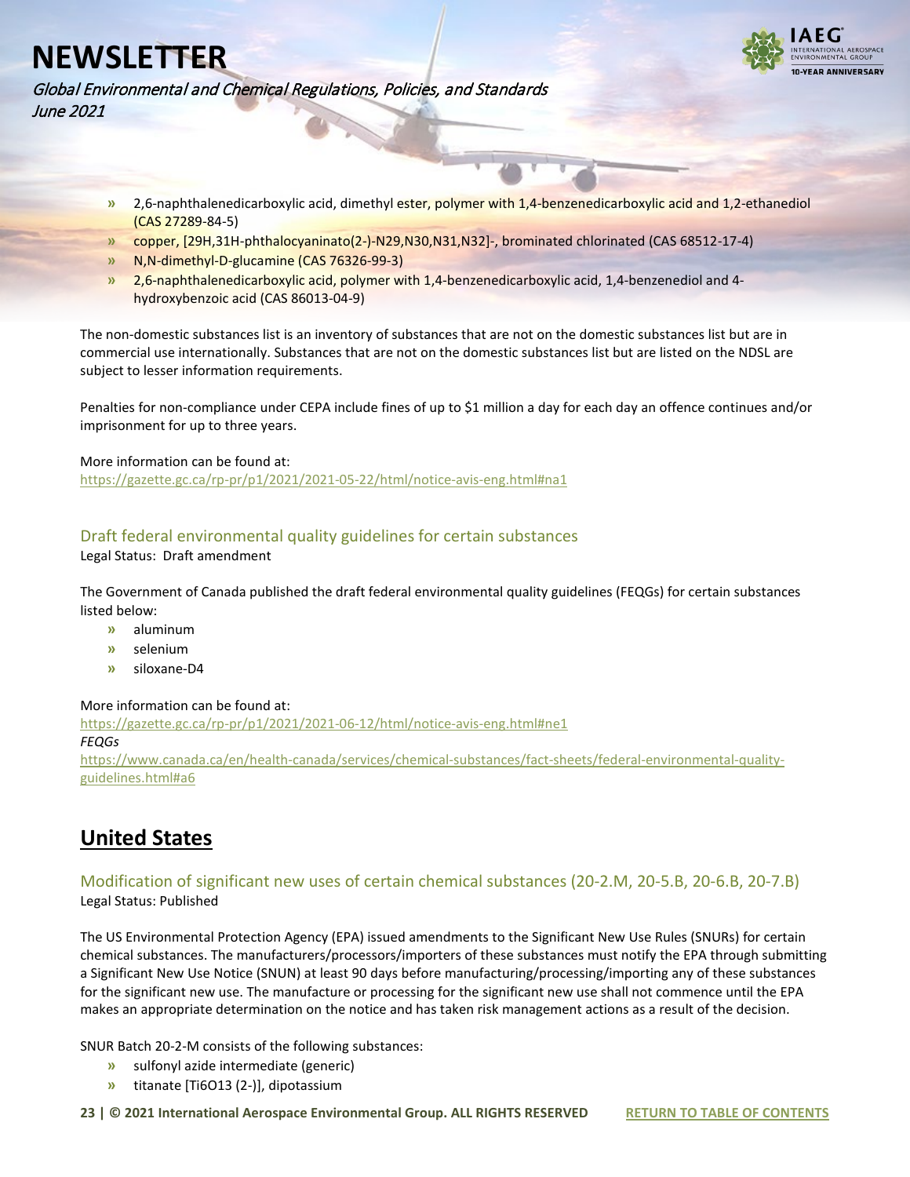- 2,6-naphthalenedicarboxylic acid, dimethyl ester, polymer with 1,4-benzenedicarboxylic acid and 1,2-ethanediol (CAS 27289-84-5)
- copper, [29H,31H-phthalocyaninato(2-)-N29,N30,N31,N32]-, brominated chlorinated (CAS 68512-17-4)
- N,N-dimethyl-D-glucamine (CAS 76326-99-3)
- 2,6-naphthalenedicarboxylic acid, polymer with 1,4-benzenedicarboxylic acid, 1,4-benzenediol and 4-hydroxybenzoic acid (CAS 86013-04-9)

The non-domestic substances list is an inventory of substances that are not on the domestic substances list but are in commercial use internationally. Substances that are not on the domestic substances list but are listed on the NDSL are subject to lesser information requirements.

Penalties for non-compliance under CEPA include fines of up to $1 million a day for each day an offence continues and/or imprisonment for up to three years.

More information can be found at:
https://gazette.gc.ca/rp-pr/p1/2021/2021-05-22/html/notice-avis-eng.html#na1

### Draft federal environmental quality guidelines for certain substances

Legal Status: Draft amendment

The Government of Canada published the draft federal environmental quality guidelines (FEQGs) for certain substances listed below:

- aluminum
- selenium
- siloxane-D4

More information can be found at:
https://gazette.gc.ca/rp-pr/p1/2021/2021-06-12/html/notice-avis-eng.html#ne1
*FEQGs*
https://www.canada.ca/en/health-canada/services/chemical-substances/fact-sheets/federal-environmental-quality-guidelines.html#a6

## United States

### Modification of significant new uses of certain chemical substances (20-2.M, 20-5.B, 20-6.B, 20-7.B)

Legal Status: Published

The US Environmental Protection Agency (EPA) issued amendments to the Significant New Use Rules (SNURs) for certain chemical substances. The manufacturers/processors/importers of these substances must notify the EPA through submitting a Significant New Use Notice (SNUN) at least 90 days before manufacturing/processing/importing any of these substances for the significant new use. The manufacture or processing for the significant new use shall not commence until the EPA makes an appropriate determination on the notice and has taken risk management actions as a result of the decision.

SNUR Batch 20-2-M consists of the following substances:

- sulfonyl azide intermediate (generic)
- titanate [Ti6O13 (2-)], dipotassium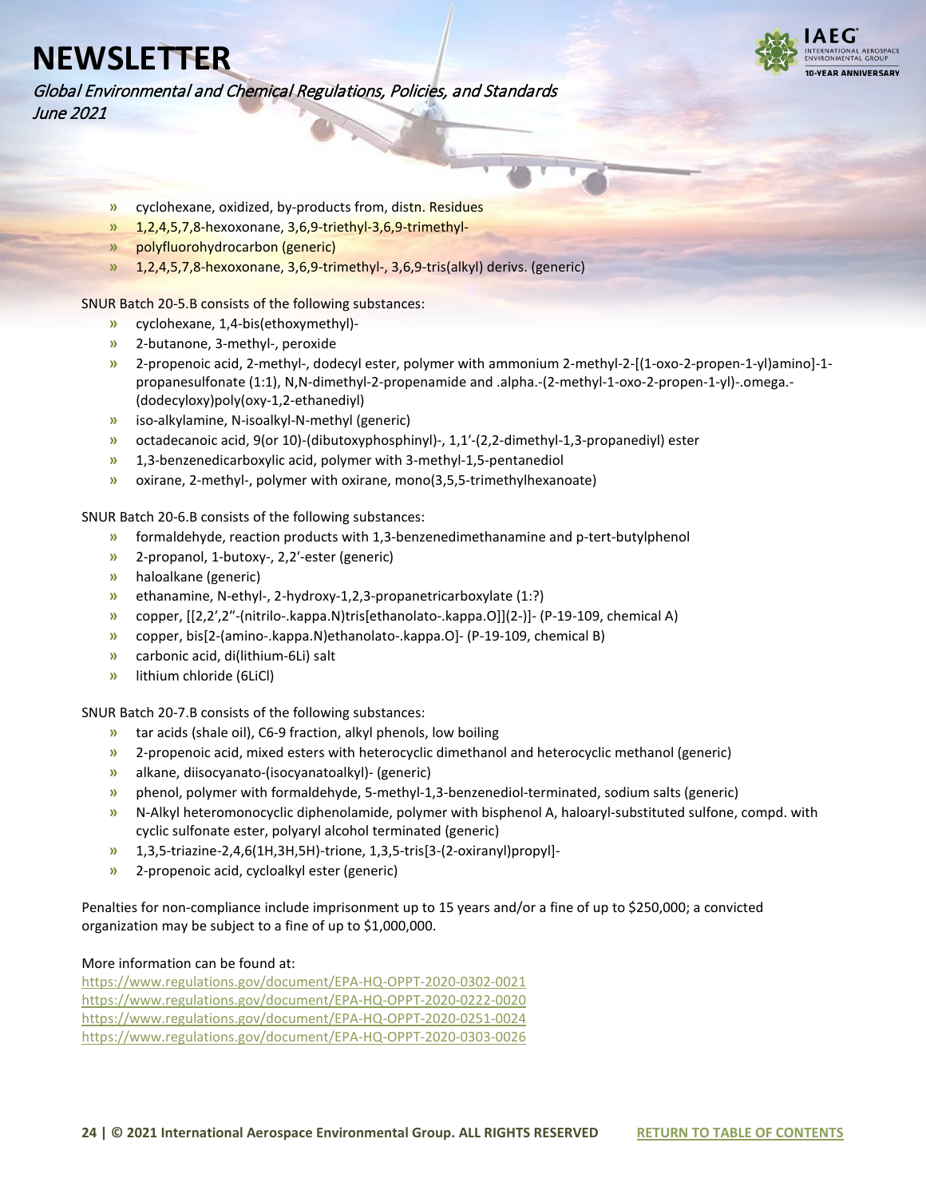- cyclohexane, oxidized, by-products from, distn. Residues
- 1,2,4,5,7,8-hexoxonane, 3,6,9-triethyl-3,6,9-trimethyl-
- polyfluorohydrocarbon (generic)
- 1,2,4,5,7,8-hexoxonane, 3,6,9-trimethyl-, 3,6,9-tris(alkyl) derivs. (generic)

SNUR Batch 20-5.B consists of the following substances:

- cyclohexane, 1,4-bis(ethoxymethyl)-
- 2-butanone, 3-methyl-, peroxide
- 2-propenoic acid, 2-methyl-, dodecyl ester, polymer with ammonium 2-methyl-2-[(1-oxo-2-propen-1-yl)amino]-1-propanesulfonate (1:1), N,N-dimethyl-2-propenamide and .alpha.-(2-methyl-1-oxo-2-propen-1-yl)-.omega.-(dodecyloxy)poly(oxy-1,2-ethanediyl)
- iso-alkylamine, N-isoalkyl-N-methyl (generic)
- octadecanoic acid, 9(or 10)-(dibutoxyphosphinyl)-, 1,1′-(2,2-dimethyl-1,3-propanediyl) ester
- 1,3-benzenedicarboxylic acid, polymer with 3-methyl-1,5-pentanediol
- oxirane, 2-methyl-, polymer with oxirane, mono(3,5,5-trimethylhexanoate)

SNUR Batch 20-6.B consists of the following substances:

- formaldehyde, reaction products with 1,3-benzenedimethanamine and p-tert-butylphenol
- 2-propanol, 1-butoxy-, 2,2′-ester (generic)
- haloalkane (generic)
- ethanamine, N-ethyl-, 2-hydroxy-1,2,3-propanetricarboxylate (1:?)
- copper, [[2,2′,2″-(nitrilo-.kappa.N)tris[ethanolato-.kappa.O]](2-)]- (P-19-109, chemical A)
- copper, bis[2-(amino-.kappa.N)ethanolato-.kappa.O]- (P-19-109, chemical B)
- carbonic acid, di(lithium-6Li) salt
- lithium chloride (6LiCl)

SNUR Batch 20-7.B consists of the following substances:

- tar acids (shale oil), C6-9 fraction, alkyl phenols, low boiling
- 2-propenoic acid, mixed esters with heterocyclic dimethanol and heterocyclic methanol (generic)
- alkane, diisocyanato-(isocyanatoalkyl)- (generic)
- phenol, polymer with formaldehyde, 5-methyl-1,3-benzenediol-terminated, sodium salts (generic)
- N-Alkyl heteromonocyclic diphenolamide, polymer with bisphenol A, haloaryl-substituted sulfone, compd. with cyclic sulfonate ester, polyaryl alcohol terminated (generic)
- 1,3,5-triazine-2,4,6(1H,3H,5H)-trione, 1,3,5-tris[3-(2-oxiranyl)propyl]-
- 2-propenoic acid, cycloalkyl ester (generic)

Penalties for non-compliance include imprisonment up to 15 years and/or a fine of up to $250,000; a convicted organization may be subject to a fine of up to $1,000,000.

More information can be found at:
https://www.regulations.gov/document/EPA-HQ-OPPT-2020-0302-0021
https://www.regulations.gov/document/EPA-HQ-OPPT-2020-0222-0020
https://www.regulations.gov/document/EPA-HQ-OPPT-2020-0251-0024
https://www.regulations.gov/document/EPA-HQ-OPPT-2020-0303-0026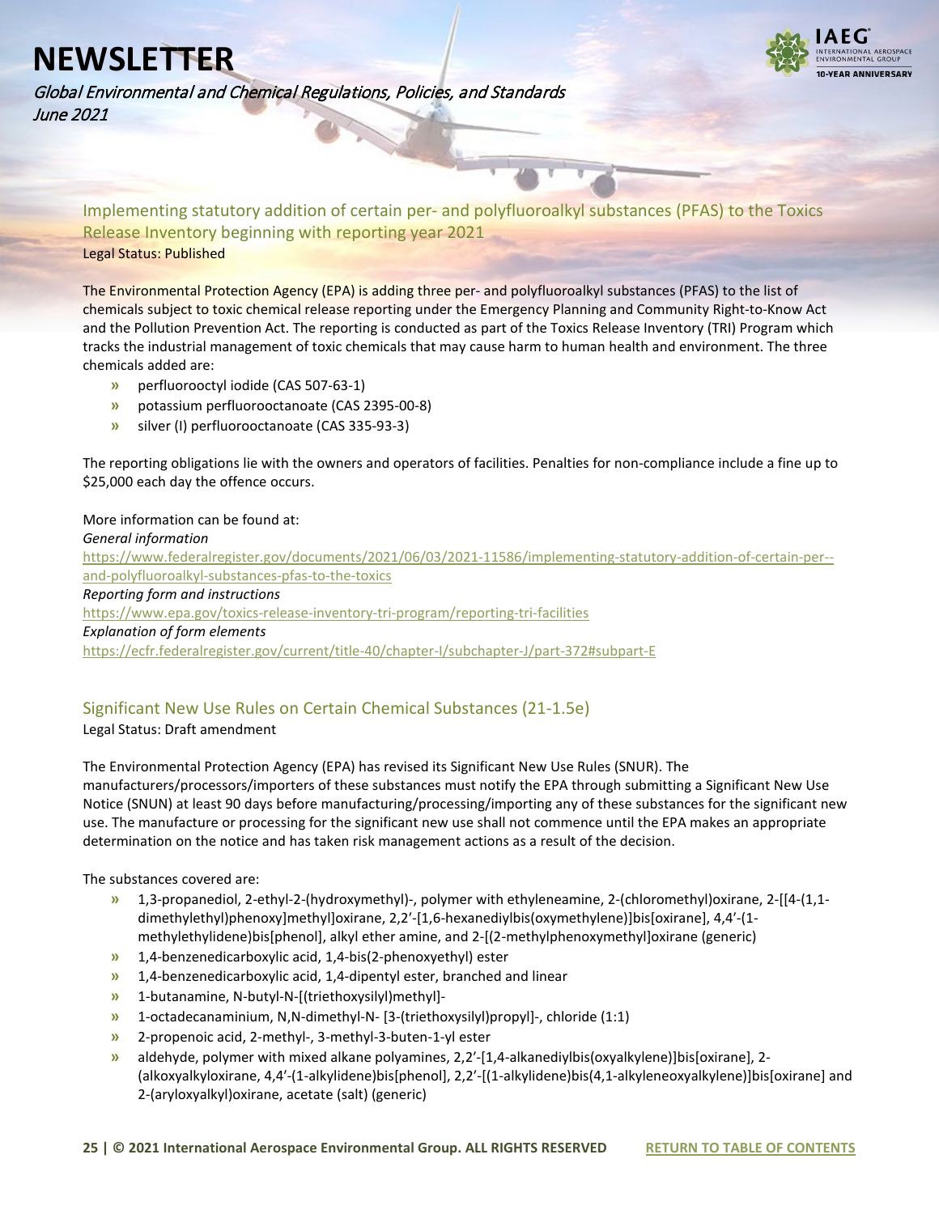## Implementing statutory addition of certain per- and polyfluoroalkyl substances (PFAS) to the Toxics Release Inventory beginning with reporting year 2021

Legal Status: Published

The Environmental Protection Agency (EPA) is adding three per- and polyfluoroalkyl substances (PFAS) to the list of chemicals subject to toxic chemical release reporting under the Emergency Planning and Community Right-to-Know Act and the Pollution Prevention Act. The reporting is conducted as part of the Toxics Release Inventory (TRI) Program which tracks the industrial management of toxic chemicals that may cause harm to human health and environment. The three chemicals added are:

- perfluorooctyl iodide (CAS 507-63-1)
- potassium perfluorooctanoate (CAS 2395-00-8)
- silver (I) perfluorooctanoate (CAS 335-93-3)

The reporting obligations lie with the owners and operators of facilities. Penalties for non-compliance include a fine up to $25,000 each day the offence occurs.

More information can be found at:

*General information*

https://www.federalregister.gov/documents/2021/06/03/2021-11586/implementing-statutory-addition-of-certain-per--and-polyfluoroalkyl-substances-pfas-to-the-toxics

*Reporting form and instructions*

https://www.epa.gov/toxics-release-inventory-tri-program/reporting-tri-facilities

*Explanation of form elements*

https://ecfr.federalregister.gov/current/title-40/chapter-I/subchapter-J/part-372#subpart-E

## Significant New Use Rules on Certain Chemical Substances (21-1.5e)

Legal Status: Draft amendment

The Environmental Protection Agency (EPA) has revised its Significant New Use Rules (SNUR). The manufacturers/processors/importers of these substances must notify the EPA through submitting a Significant New Use Notice (SNUN) at least 90 days before manufacturing/processing/importing any of these substances for the significant new use. The manufacture or processing for the significant new use shall not commence until the EPA makes an appropriate determination on the notice and has taken risk management actions as a result of the decision.

The substances covered are:

- 1,3-propanediol, 2-ethyl-2-(hydroxymethyl)-, polymer with ethyleneamine, 2-(chloromethyl)oxirane, 2-[[4-(1,1-dimethylethyl)phenoxy]methyl]oxirane, 2,2′-[1,6-hexanediylbis(oxymethylene)]bis[oxirane], 4,4′-(1-methylethylidene)bis[phenol], alkyl ether amine, and 2-[(2-methylphenoxymethyl]oxirane (generic)
- 1,4-benzenedicarboxylic acid, 1,4-bis(2-phenoxyethyl) ester
- 1,4-benzenedicarboxylic acid, 1,4-dipentyl ester, branched and linear
- 1-butanamine, N-butyl-N-[(triethoxysilyl)methyl]-
- 1-octadecanaminium, N,N-dimethyl-N- [3-(triethoxysilyl)propyl]-, chloride (1:1)
- 2-propenoic acid, 2-methyl-, 3-methyl-3-buten-1-yl ester
- aldehyde, polymer with mixed alkane polyamines, 2,2′-[1,4-alkanediylbis(oxyalkylene)]bis[oxirane], 2-(alkoxyalkyloxirane, 4,4′-(1-alkylidene)bis[phenol], 2,2′-[(1-alkylidene)bis(4,1-alkyleneoxyalkylene)]bis[oxirane] and 2-(aryloxyalkyl)oxirane, acetate (salt) (generic)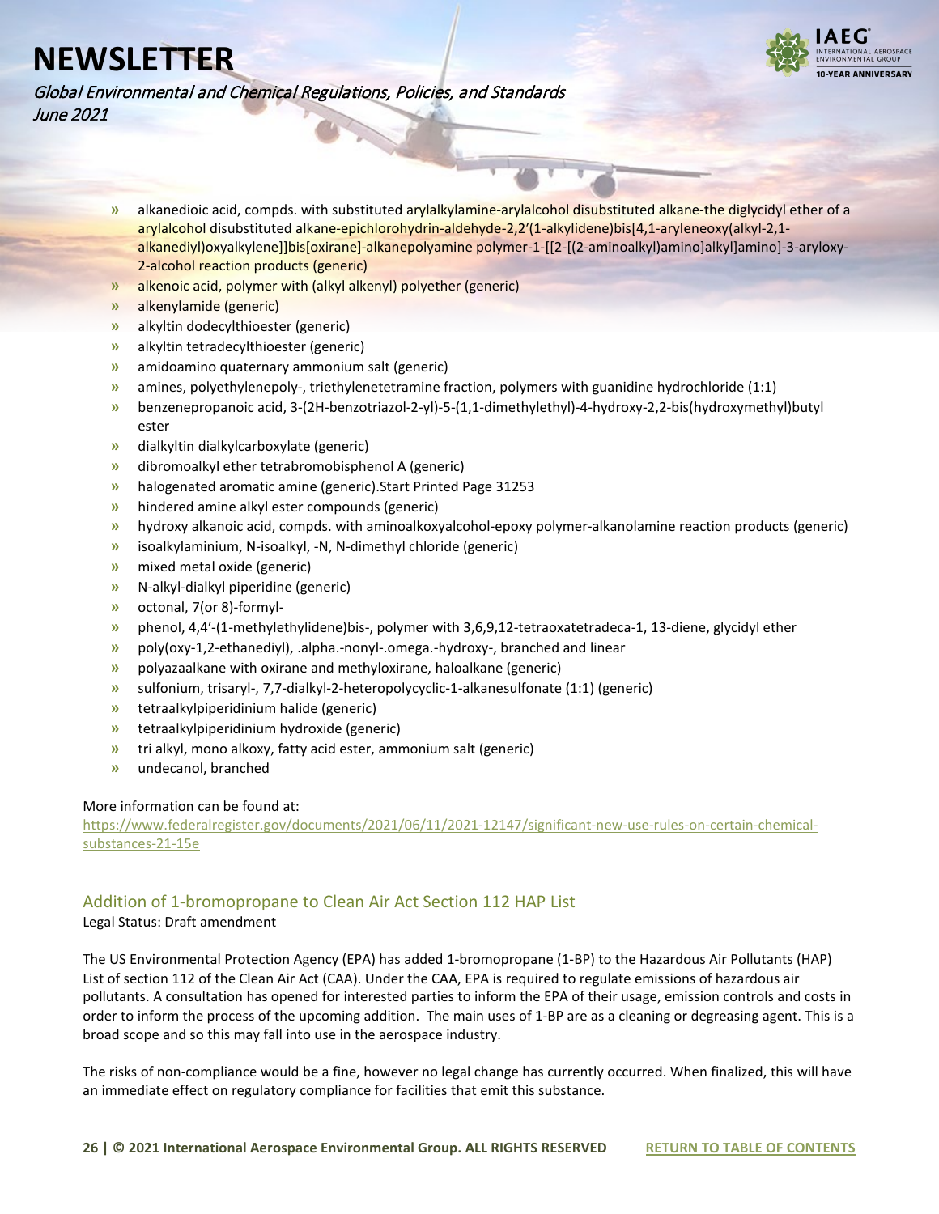- alkanedioic acid, compds. with substituted arylalkylamine-arylalcohol disubstituted alkane-the diglycidyl ether of a arylalcohol disubstituted alkane-epichlorohydrin-aldehyde-2,2′(1-alkylidene)bis[4,1-aryleneoxy(alkyl-2,1-alkanediyl)oxyalkylene]]bis[oxirane]-alkanepolyamine polymer-1-[[2-[(2-aminoalkyl)amino]alkyl]amino]-3-aryloxy-2-alcohol reaction products (generic)
- alkenoic acid, polymer with (alkyl alkenyl) polyether (generic)
- alkenylamide (generic)
- alkyltin dodecylthioester (generic)
- alkyltin tetradecylthioester (generic)
- amidoamino quaternary ammonium salt (generic)
- amines, polyethylenepoly-, triethylenetetramine fraction, polymers with guanidine hydrochloride (1:1)
- benzenepropanoic acid, 3-(2H-benzotriazol-2-yl)-5-(1,1-dimethylethyl)-4-hydroxy-2,2-bis(hydroxymethyl)butyl ester
- dialkyltin dialkylcarboxylate (generic)
- dibromoalkyl ether tetrabromobisphenol A (generic)
- halogenated aromatic amine (generic).Start Printed Page 31253
- hindered amine alkyl ester compounds (generic)
- hydroxy alkanoic acid, compds. with aminoalkoxyalcohol-epoxy polymer-alkanolamine reaction products (generic)
- isoalkylaminium, N-isoalkyl, -N, N-dimethyl chloride (generic)
- mixed metal oxide (generic)
- N-alkyl-dialkyl piperidine (generic)
- octonal, 7(or 8)-formyl-
- phenol, 4,4′-(1-methylethylidene)bis-, polymer with 3,6,9,12-tetraoxatetradeca-1, 13-diene, glycidyl ether
- poly(oxy-1,2-ethanediyl), .alpha.-nonyl-.omega.-hydroxy-, branched and linear
- polyazaalkane with oxirane and methyloxirane, haloalkane (generic)
- sulfonium, trisaryl-, 7,7-dialkyl-2-heteropolycyclic-1-alkanesulfonate (1:1) (generic)
- tetraalkylpiperidinium halide (generic)
- tetraalkylpiperidinium hydroxide (generic)
- tri alkyl, mono alkoxy, fatty acid ester, ammonium salt (generic)
- undecanol, branched

More information can be found at:
https://www.federalregister.gov/documents/2021/06/11/2021-12147/significant-new-use-rules-on-certain-chemical-substances-21-15e

## Addition of 1-bromopropane to Clean Air Act Section 112 HAP List

Legal Status: Draft amendment

The US Environmental Protection Agency (EPA) has added 1-bromopropane (1-BP) to the Hazardous Air Pollutants (HAP) List of section 112 of the Clean Air Act (CAA). Under the CAA, EPA is required to regulate emissions of hazardous air pollutants. A consultation has opened for interested parties to inform the EPA of their usage, emission controls and costs in order to inform the process of the upcoming addition. The main uses of 1-BP are as a cleaning or degreasing agent. This is a broad scope and so this may fall into use in the aerospace industry.

The risks of non-compliance would be a fine, however no legal change has currently occurred. When finalized, this will have an immediate effect on regulatory compliance for facilities that emit this substance.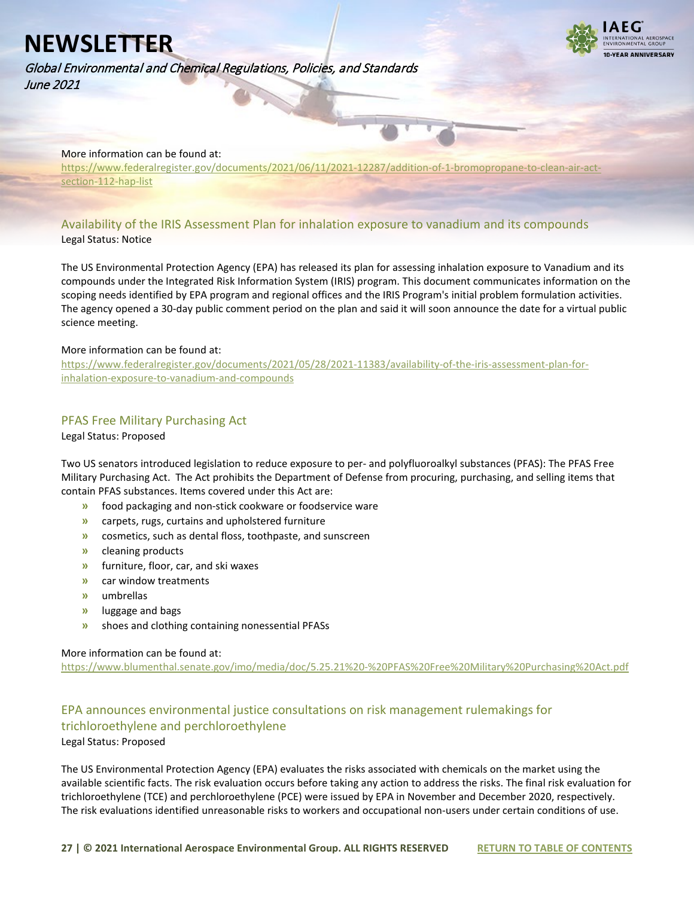More information can be found at:
https://www.federalregister.gov/documents/2021/06/11/2021-12287/addition-of-1-bromopropane-to-clean-air-act-section-112-hap-list

### Availability of the IRIS Assessment Plan for inhalation exposure to vanadium and its compounds

Legal Status: Notice

The US Environmental Protection Agency (EPA) has released its plan for assessing inhalation exposure to Vanadium and its compounds under the Integrated Risk Information System (IRIS) program. This document communicates information on the scoping needs identified by EPA program and regional offices and the IRIS Program's initial problem formulation activities. The agency opened a 30-day public comment period on the plan and said it will soon announce the date for a virtual public science meeting.

More information can be found at:
https://www.federalregister.gov/documents/2021/05/28/2021-11383/availability-of-the-iris-assessment-plan-for-inhalation-exposure-to-vanadium-and-compounds

### PFAS Free Military Purchasing Act

Legal Status: Proposed

Two US senators introduced legislation to reduce exposure to per- and polyfluoroalkyl substances (PFAS): The PFAS Free Military Purchasing Act. The Act prohibits the Department of Defense from procuring, purchasing, and selling items that contain PFAS substances. Items covered under this Act are:

- food packaging and non-stick cookware or foodservice ware
- carpets, rugs, curtains and upholstered furniture
- cosmetics, such as dental floss, toothpaste, and sunscreen
- cleaning products
- furniture, floor, car, and ski waxes
- car window treatments
- umbrellas
- luggage and bags
- shoes and clothing containing nonessential PFASs

More information can be found at:
https://www.blumenthal.senate.gov/imo/media/doc/5.25.21%20-%20PFAS%20Free%20Military%20Purchasing%20Act.pdf

### EPA announces environmental justice consultations on risk management rulemakings for trichloroethylene and perchloroethylene

Legal Status: Proposed

The US Environmental Protection Agency (EPA) evaluates the risks associated with chemicals on the market using the available scientific facts. The risk evaluation occurs before taking any action to address the risks. The final risk evaluation for trichloroethylene (TCE) and perchloroethylene (PCE) were issued by EPA in November and December 2020, respectively. The risk evaluations identified unreasonable risks to workers and occupational non-users under certain conditions of use.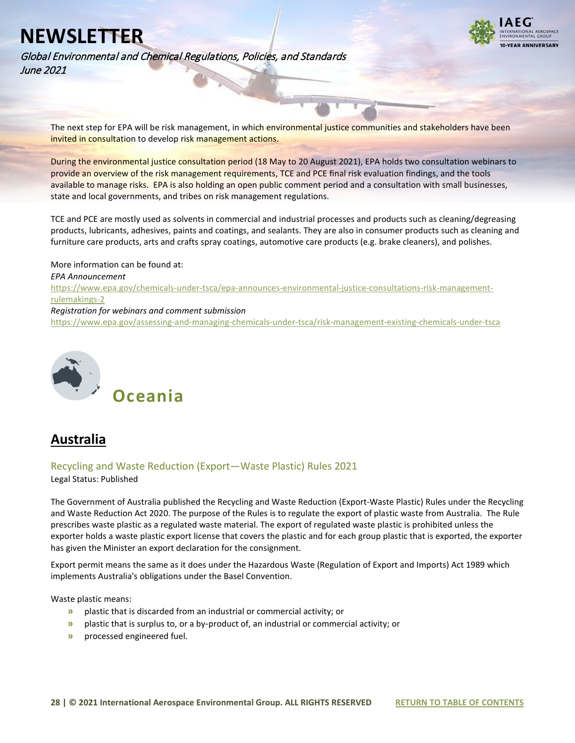The next step for EPA will be risk management, in which environmental justice communities and stakeholders have been invited in consultation to develop risk management actions.

During the environmental justice consultation period (18 May to 20 August 2021), EPA holds two consultation webinars to provide an overview of the risk management requirements, TCE and PCE final risk evaluation findings, and the tools available to manage risks. EPA is also holding an open public comment period and a consultation with small businesses, state and local governments, and tribes on risk management regulations.

TCE and PCE are mostly used as solvents in commercial and industrial processes and products such as cleaning/degreasing products, lubricants, adhesives, paints and coatings, and sealants. They are also in consumer products such as cleaning and furniture care products, arts and crafts spray coatings, automotive care products (e.g. brake cleaners), and polishes.

More information can be found at:
*EPA Announcement*
https://www.epa.gov/chemicals-under-tsca/epa-announces-environmental-justice-consultations-risk-management-rulemakings-2
*Registration for webinars and comment submission*
https://www.epa.gov/assessing-and-managing-chemicals-under-tsca/risk-management-existing-chemicals-under-tsca

# Oceania

## Australia

### Recycling and Waste Reduction (Export—Waste Plastic) Rules 2021

Legal Status: Published

The Government of Australia published the Recycling and Waste Reduction (Export-Waste Plastic) Rules under the Recycling and Waste Reduction Act 2020. The purpose of the Rules is to regulate the export of plastic waste from Australia. The Rule prescribes waste plastic as a regulated waste material. The export of regulated waste plastic is prohibited unless the exporter holds a waste plastic export license that covers the plastic and for each group plastic that is exported, the exporter has given the Minister an export declaration for the consignment.

Export permit means the same as it does under the Hazardous Waste (Regulation of Export and Imports) Act 1989 which implements Australia's obligations under the Basel Convention.

Waste plastic means:

- plastic that is discarded from an industrial or commercial activity; or
- plastic that is surplus to, or a by-product of, an industrial or commercial activity; or
- processed engineered fuel.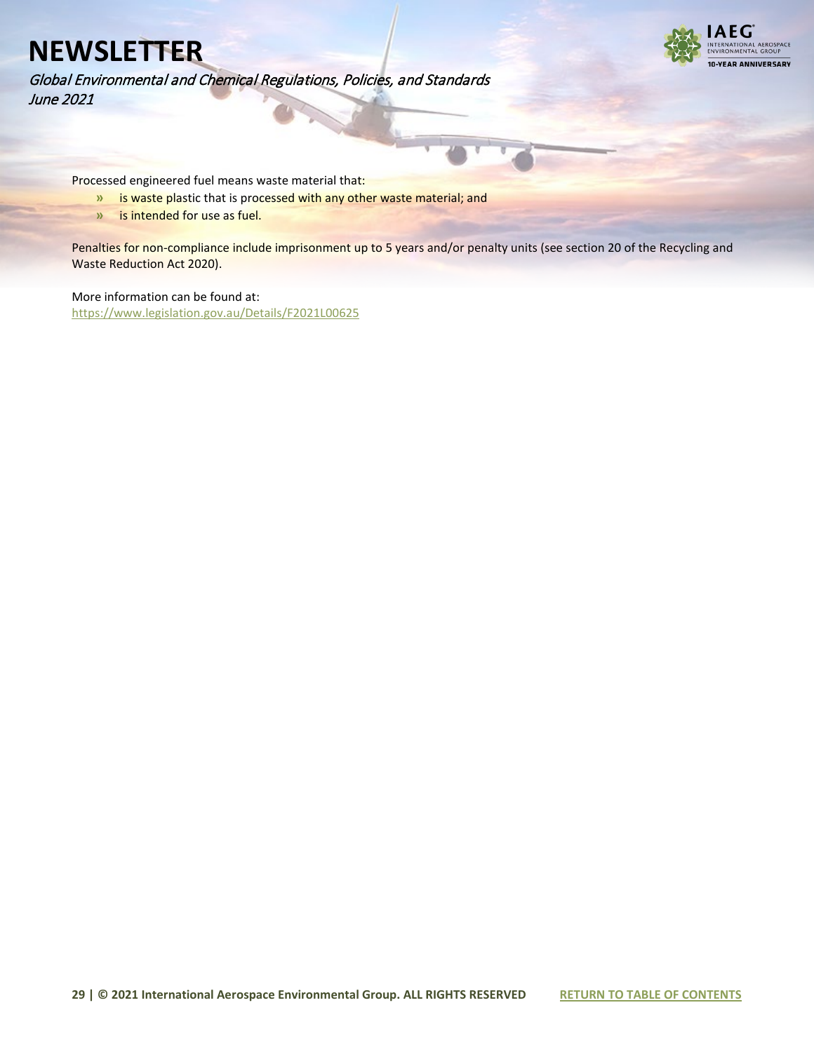Processed engineered fuel means waste material that:

- is waste plastic that is processed with any other waste material; and
- is intended for use as fuel.

Penalties for non-compliance include imprisonment up to 5 years and/or penalty units (see section 20 of the Recycling and Waste Reduction Act 2020).

More information can be found at:
https://www.legislation.gov.au/Details/F2021L00625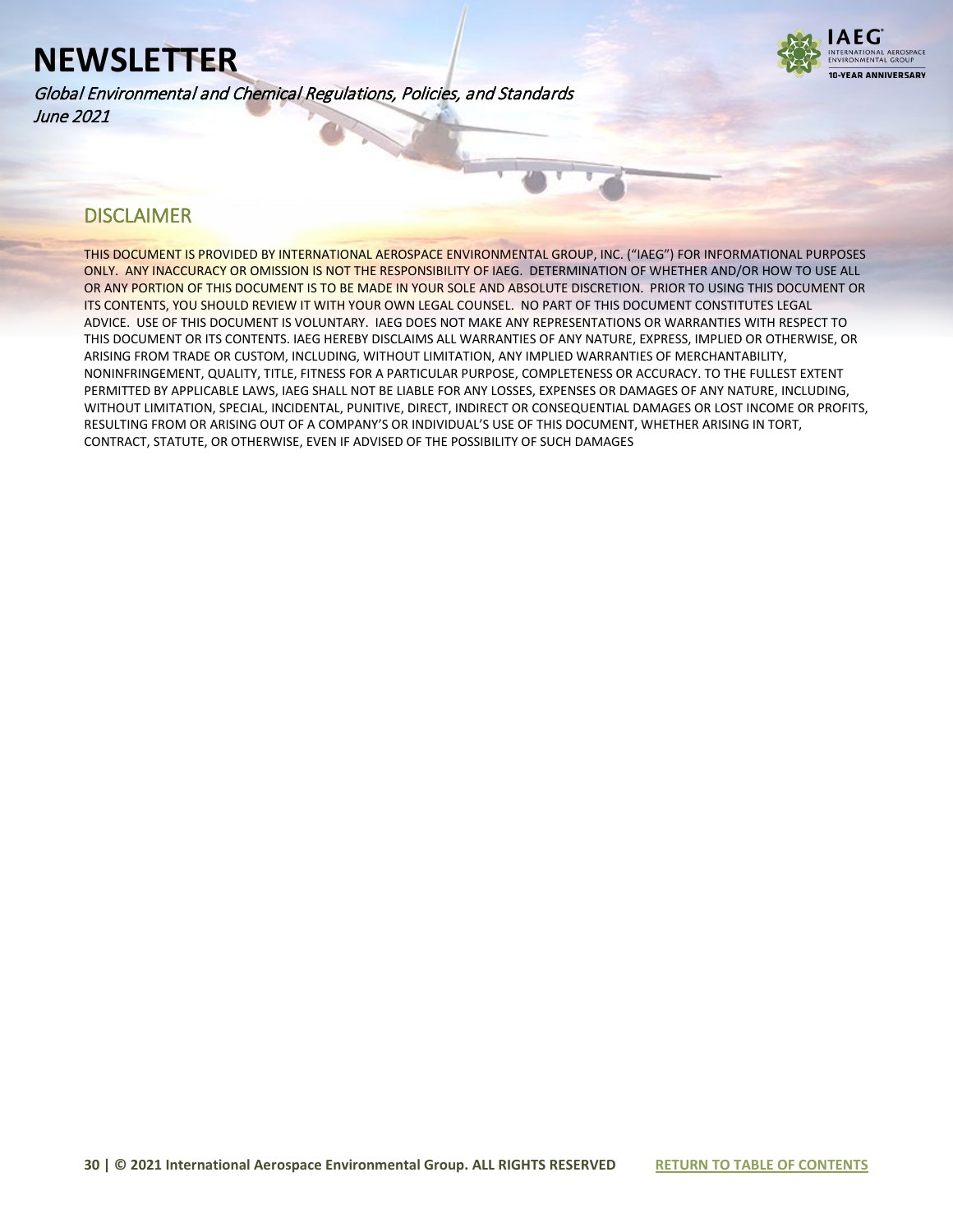## DISCLAIMER

THIS DOCUMENT IS PROVIDED BY INTERNATIONAL AEROSPACE ENVIRONMENTAL GROUP, INC. ("IAEG") FOR INFORMATIONAL PURPOSES ONLY. ANY INACCURACY OR OMISSION IS NOT THE RESPONSIBILITY OF IAEG. DETERMINATION OF WHETHER AND/OR HOW TO USE ALL OR ANY PORTION OF THIS DOCUMENT IS TO BE MADE IN YOUR SOLE AND ABSOLUTE DISCRETION. PRIOR TO USING THIS DOCUMENT OR ITS CONTENTS, YOU SHOULD REVIEW IT WITH YOUR OWN LEGAL COUNSEL. NO PART OF THIS DOCUMENT CONSTITUTES LEGAL ADVICE. USE OF THIS DOCUMENT IS VOLUNTARY. IAEG DOES NOT MAKE ANY REPRESENTATIONS OR WARRANTIES WITH RESPECT TO THIS DOCUMENT OR ITS CONTENTS. IAEG HEREBY DISCLAIMS ALL WARRANTIES OF ANY NATURE, EXPRESS, IMPLIED OR OTHERWISE, OR ARISING FROM TRADE OR CUSTOM, INCLUDING, WITHOUT LIMITATION, ANY IMPLIED WARRANTIES OF MERCHANTABILITY, NONINFRINGEMENT, QUALITY, TITLE, FITNESS FOR A PARTICULAR PURPOSE, COMPLETENESS OR ACCURACY. TO THE FULLEST EXTENT PERMITTED BY APPLICABLE LAWS, IAEG SHALL NOT BE LIABLE FOR ANY LOSSES, EXPENSES OR DAMAGES OF ANY NATURE, INCLUDING, WITHOUT LIMITATION, SPECIAL, INCIDENTAL, PUNITIVE, DIRECT, INDIRECT OR CONSEQUENTIAL DAMAGES OR LOST INCOME OR PROFITS, RESULTING FROM OR ARISING OUT OF A COMPANY'S OR INDIVIDUAL'S USE OF THIS DOCUMENT, WHETHER ARISING IN TORT, CONTRACT, STATUTE, OR OTHERWISE, EVEN IF ADVISED OF THE POSSIBILITY OF SUCH DAMAGES